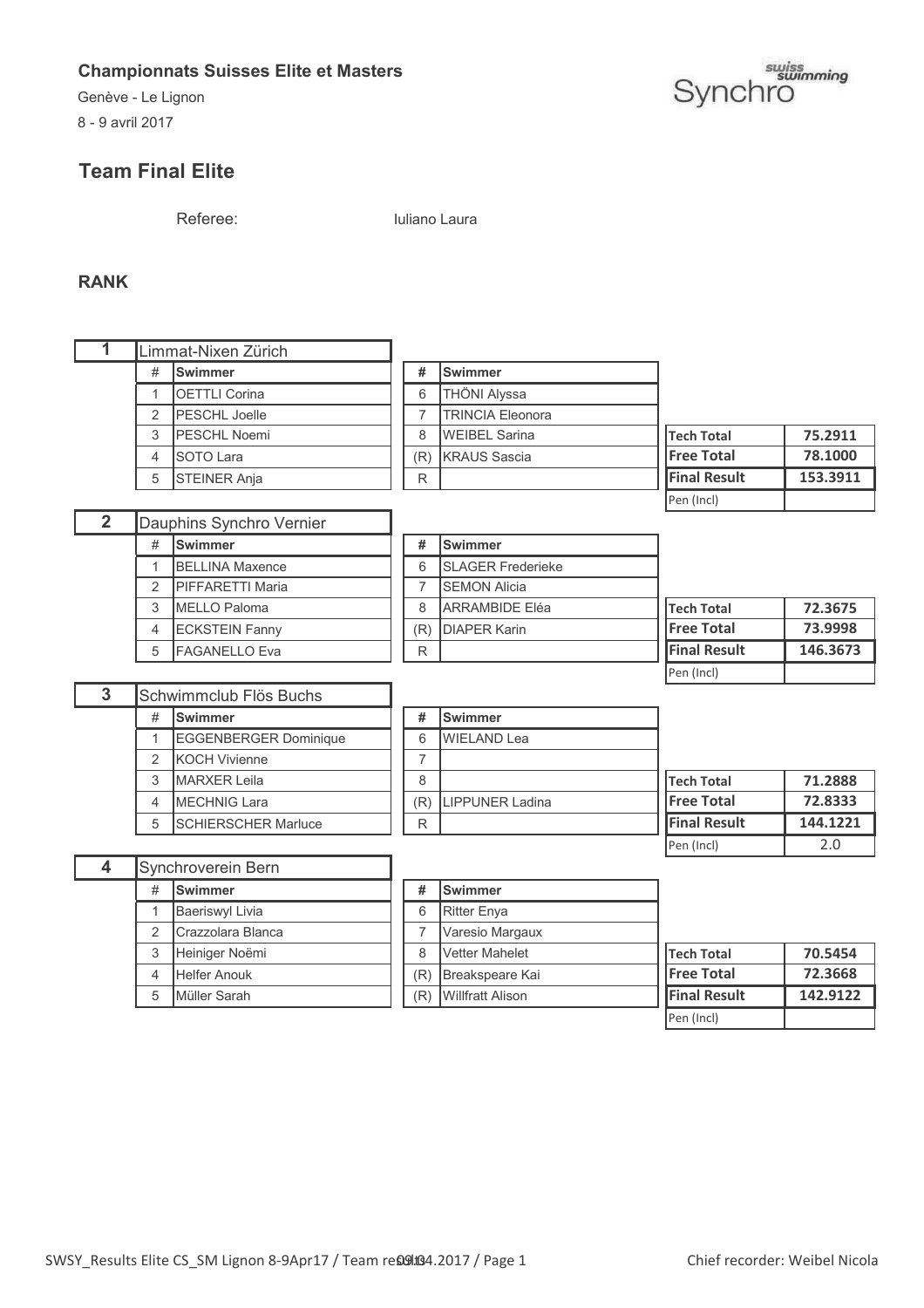**Championnats Suisses Elite et Masters**

Genève - Le Lignon

8 - 9 avril 2017

## Team Final Elite

Referee: Iuliano Laura

### RANK

**1 — Limmat-Nixen Zürich**

| # | Swimmer | # | Swimmer |
|---|---|---|---|
| 1 | OETTLI Corina | 6 | THÖNI Alyssa |
| 2 | PESCHL Joelle | 7 | TRINCIA Eleonora |
| 3 | PESCHL Noemi | 8 | WEIBEL Sarina |
| 4 | SOTO Lara | (R) | KRAUS Sascia |
| 5 | STEINER Anja | R | |

| | |
|---|---|
| Tech Total | 75.2911 |
| Free Total | 78.1000 |
| Final Result | 153.3911 |
| Pen (Incl) | |

**2 — Dauphins Synchro Vernier**

| # | Swimmer | # | Swimmer |
|---|---|---|---|
| 1 | BELLINA Maxence | 6 | SLAGER Frederieke |
| 2 | PIFFARETTI Maria | 7 | SEMON Alicia |
| 3 | MELLO Paloma | 8 | ARRAMBIDE Eléa |
| 4 | ECKSTEIN Fanny | (R) | DIAPER Karin |
| 5 | FAGANELLO Eva | R | |

| | |
|---|---|
| Tech Total | 72.3675 |
| Free Total | 73.9998 |
| Final Result | 146.3673 |
| Pen (Incl) | |

**3 — Schwimmclub Flös Buchs**

| # | Swimmer | # | Swimmer |
|---|---|---|---|
| 1 | EGGENBERGER Dominique | 6 | WIELAND Lea |
| 2 | KOCH Vivienne | 7 | |
| 3 | MARXER Leila | 8 | |
| 4 | MECHNIG Lara | (R) | LIPPUNER Ladina |
| 5 | SCHIERSCHER Marluce | R | |

| | |
|---|---|
| Tech Total | 71.2888 |
| Free Total | 72.8333 |
| Final Result | 144.1221 |
| Pen (Incl) | 2.0 |

**4 — Synchroverein Bern**

| # | Swimmer | # | Swimmer |
|---|---|---|---|
| 1 | Baeriswyl Livia | 6 | Ritter Enya |
| 2 | Crazzolara Blanca | 7 | Varesio Margaux |
| 3 | Heiniger Noëmi | 8 | Vetter Mahelet |
| 4 | Helfer Anouk | (R) | Breakspeare Kai |
| 5 | Müller Sarah | (R) | Willfratt Alison |

| | |
|---|---|
| Tech Total | 70.5454 |
| Free Total | 72.3668 |
| Final Result | 142.9122 |
| Pen (Incl) | |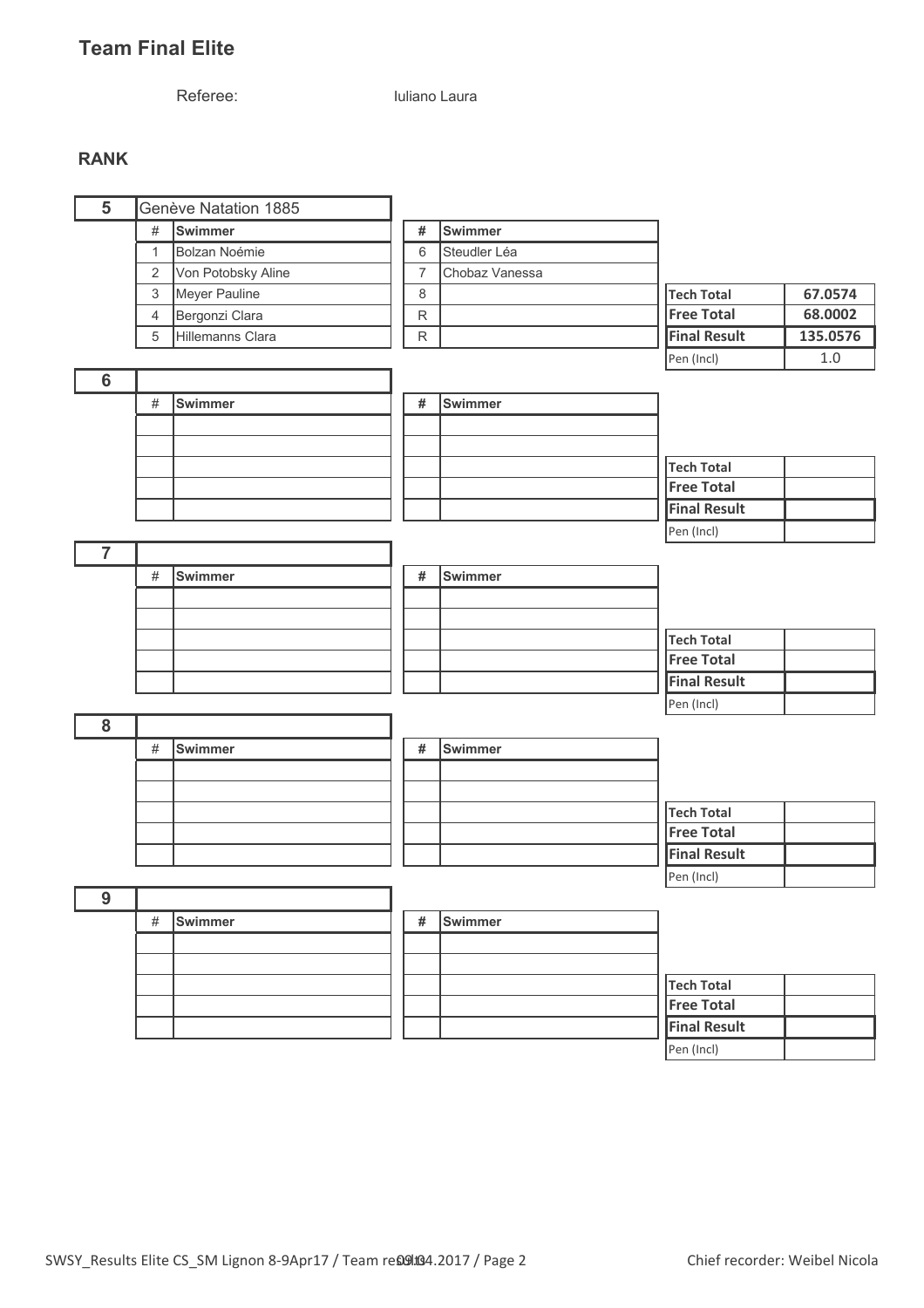## Team Final Elite

Referee: Iuliano Laura

### RANK

**5** Genève Natation 1885

| # | Swimmer | # | Swimmer |
|---|---|---|---|
| 1 | Bolzan Noémie | 6 | Steudler Léa |
| 2 | Von Potobsky Aline | 7 | Chobaz Vanessa |
| 3 | Meyer Pauline | 8 | |
| 4 | Bergonzi Clara | R | |
| 5 | Hillemanns Clara | R | |

| | |
|---|---|
| **Tech Total** | **67.0574** |
| **Free Total** | **68.0002** |
| **Final Result** | **135.0576** |
| Pen (Incl) | 1.0 |

**6**

| # | Swimmer | # | Swimmer |
|---|---|---|---|
| | | | |

| | |
|---|---|
| **Tech Total** | |
| **Free Total** | |
| **Final Result** | |
| Pen (Incl) | |

**7**

| # | Swimmer | # | Swimmer |
|---|---|---|---|
| | | | |

| | |
|---|---|
| **Tech Total** | |
| **Free Total** | |
| **Final Result** | |
| Pen (Incl) | |

**8**

| # | Swimmer | # | Swimmer |
|---|---|---|---|
| | | | |

| | |
|---|---|
| **Tech Total** | |
| **Free Total** | |
| **Final Result** | |
| Pen (Incl) | |

**9**

| # | Swimmer | # | Swimmer |
|---|---|---|---|
| | | | |

| | |
|---|---|
| **Tech Total** | |
| **Free Total** | |
| **Final Result** | |
| Pen (Incl) | |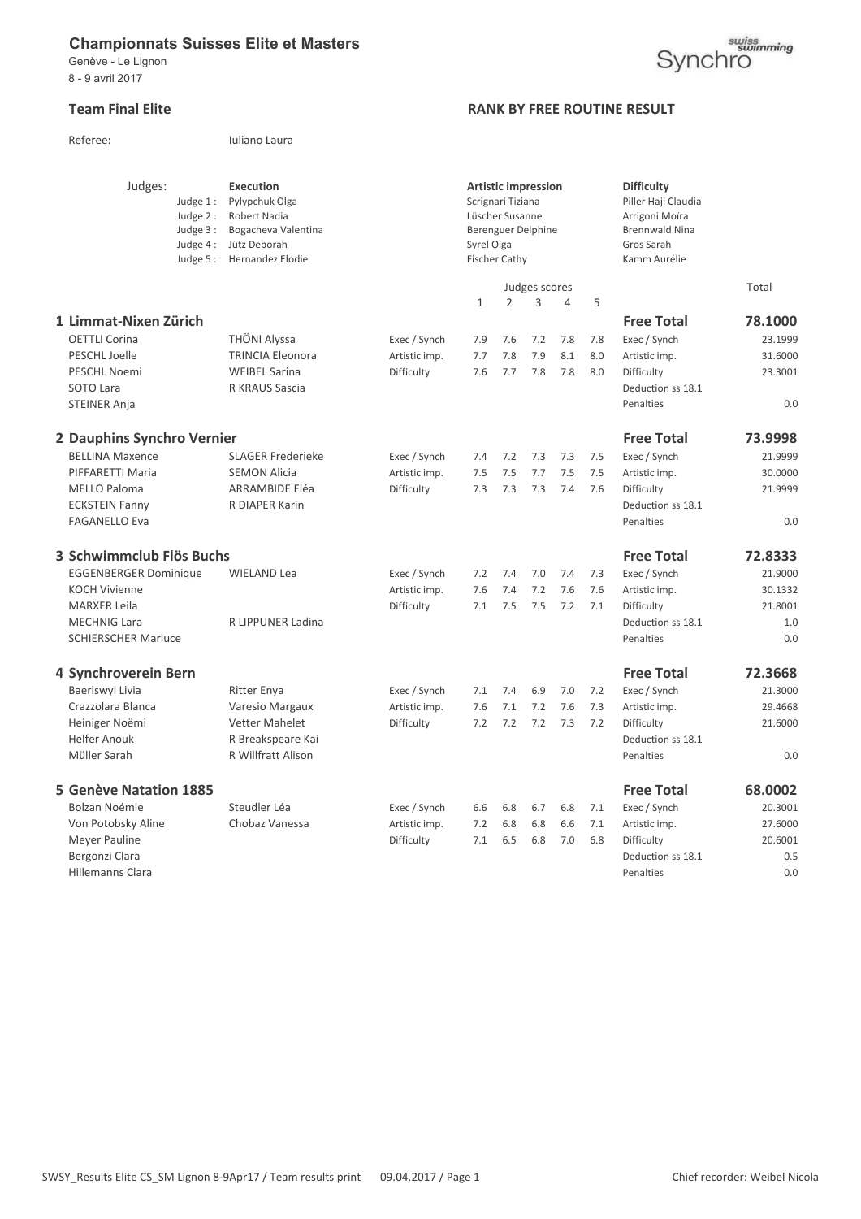# Championnats Suisses Elite et Masters

Genève - Le Lignon
8 - 9 avril 2017

## Team Final Elite

**RANK BY FREE ROUTINE RESULT**

Referee: Iuliano Laura

| Judges: | Execution | Artistic impression | Difficulty |
|---|---|---|---|
| Judge 1 : | Pylypchuk Olga | Scrignari Tiziana | Piller Haji Claudia |
| Judge 2 : | Robert Nadia | Lüscher Susanne | Arrigoni Moïra |
| Judge 3 : | Bogacheva Valentina | Berenguer Delphine | Brennwald Nina |
| Judge 4 : | Jütz Deborah | Syrel Olga | Gros Sarah |
| Judge 5 : | Hernandez Elodie | Fischer Cathy | Kamm Aurélie |

| | | | Judges scores | | | | | | Total |
|---|---|---|---|---|---|---|---|---|---|
| | | | 1 | 2 | 3 | 4 | 5 | | |
| **1 Limmat-Nixen Zürich** | | | | | | | | **Free Total** | **78.1000** |
| OETTLI Corina | THÖNI Alyssa | Exec / Synch | 7.9 | 7.6 | 7.2 | 7.8 | 7.8 | Exec / Synch | 23.1999 |
| PESCHL Joelle | TRINCIA Eleonora | Artistic imp. | 7.7 | 7.8 | 7.9 | 8.1 | 8.0 | Artistic imp. | 31.6000 |
| PESCHL Noemi | WEIBEL Sarina | Difficulty | 7.6 | 7.7 | 7.8 | 7.8 | 8.0 | Difficulty | 23.3001 |
| SOTO Lara | R KRAUS Sascia | | | | | | | Deduction ss 18.1 | |
| STEINER Anja | | | | | | | | Penalties | 0.0 |
| **2 Dauphins Synchro Vernier** | | | | | | | | **Free Total** | **73.9998** |
| BELLINA Maxence | SLAGER Frederieke | Exec / Synch | 7.4 | 7.2 | 7.3 | 7.3 | 7.5 | Exec / Synch | 21.9999 |
| PIFFARETTI Maria | SEMON Alicia | Artistic imp. | 7.5 | 7.5 | 7.7 | 7.5 | 7.5 | Artistic imp. | 30.0000 |
| MELLO Paloma | ARRAMBIDE Eléa | Difficulty | 7.3 | 7.3 | 7.3 | 7.4 | 7.6 | Difficulty | 21.9999 |
| ECKSTEIN Fanny | R DIAPER Karin | | | | | | | Deduction ss 18.1 | |
| FAGANELLO Eva | | | | | | | | Penalties | 0.0 |
| **3 Schwimmclub Flös Buchs** | | | | | | | | **Free Total** | **72.8333** |
| EGGENBERGER Dominique | WIELAND Lea | Exec / Synch | 7.2 | 7.4 | 7.0 | 7.4 | 7.3 | Exec / Synch | 21.9000 |
| KOCH Vivienne | | Artistic imp. | 7.6 | 7.4 | 7.2 | 7.6 | 7.6 | Artistic imp. | 30.1332 |
| MARXER Leila | | Difficulty | 7.1 | 7.5 | 7.5 | 7.2 | 7.1 | Difficulty | 21.8001 |
| MECHNIG Lara | R LIPPUNER Ladina | | | | | | | Deduction ss 18.1 | 1.0 |
| SCHIERSCHER Marluce | | | | | | | | Penalties | 0.0 |
| **4 Synchroverein Bern** | | | | | | | | **Free Total** | **72.3668** |
| Baeriswyl Livia | Ritter Enya | Exec / Synch | 7.1 | 7.4 | 6.9 | 7.0 | 7.2 | Exec / Synch | 21.3000 |
| Crazzolara Blanca | Varesio Margaux | Artistic imp. | 7.6 | 7.1 | 7.2 | 7.6 | 7.3 | Artistic imp. | 29.4668 |
| Heiniger Noëmi | Vetter Mahelet | Difficulty | 7.2 | 7.2 | 7.2 | 7.3 | 7.2 | Difficulty | 21.6000 |
| Helfer Anouk | R Breakspeare Kai | | | | | | | Deduction ss 18.1 | |
| Müller Sarah | R Willfratt Alison | | | | | | | Penalties | 0.0 |
| **5 Genève Natation 1885** | | | | | | | | **Free Total** | **68.0002** |
| Bolzan Noémie | Steudler Léa | Exec / Synch | 6.6 | 6.8 | 6.7 | 6.8 | 7.1 | Exec / Synch | 20.3001 |
| Von Potobsky Aline | Chobaz Vanessa | Artistic imp. | 7.2 | 6.8 | 6.8 | 6.6 | 7.1 | Artistic imp. | 27.6000 |
| Meyer Pauline | | Difficulty | 7.1 | 6.5 | 6.8 | 7.0 | 6.8 | Difficulty | 20.6001 |
| Bergonzi Clara | | | | | | | | Deduction ss 18.1 | 0.5 |
| Hillemanns Clara | | | | | | | | Penalties | 0.0 |

SWSY_Results Elite CS_SM Lignon 8-9Apr17 / Team results print 09.04.2017 / Page 1 — Chief recorder: Weibel Nicola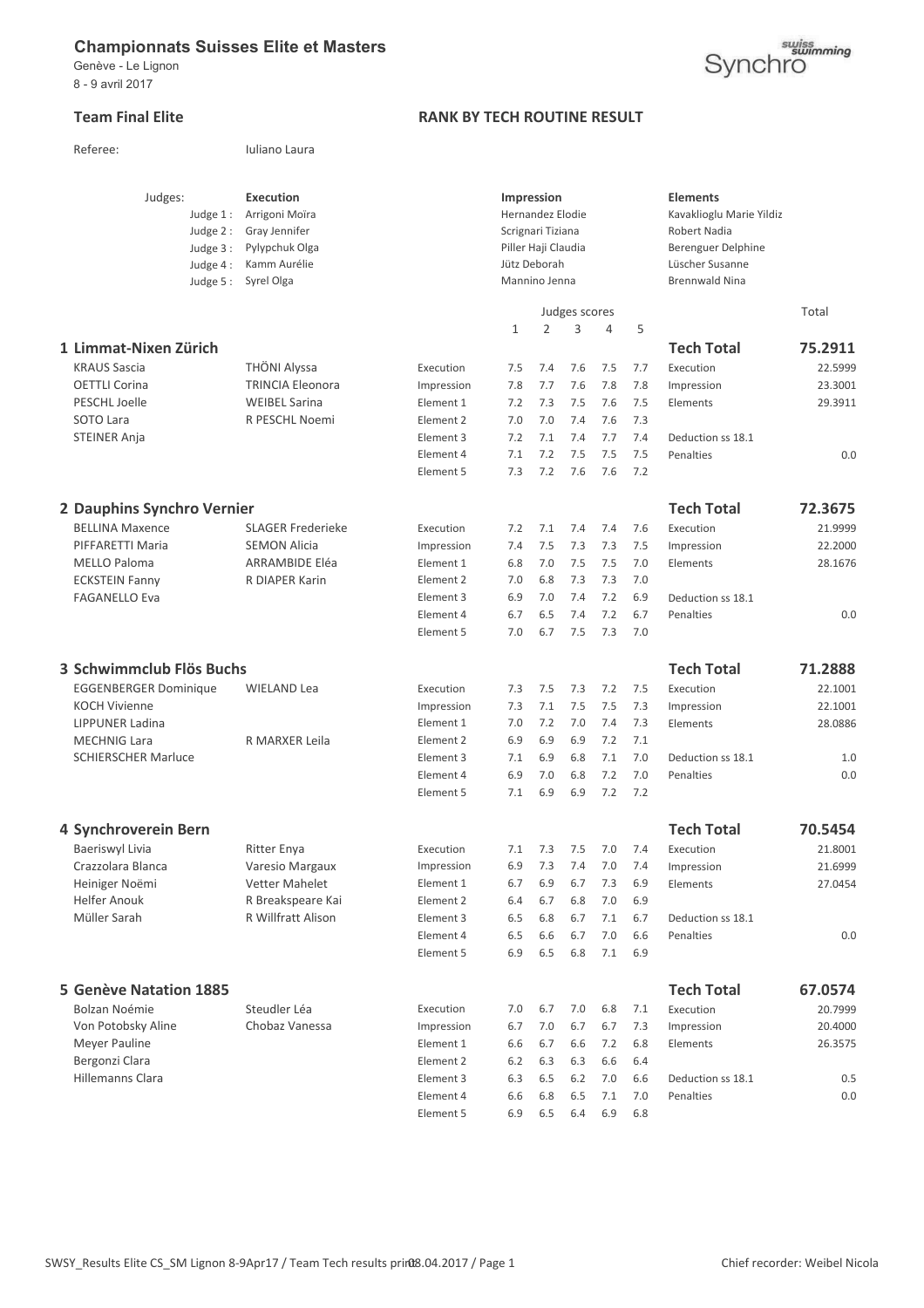# Championnats Suisses Elite et Masters

Genève - Le Lignon
8 - 9 avril 2017

**Team Final Elite** — **RANK BY TECH ROUTINE RESULT**

Referee: Iuliano Laura

| Judges: | Execution | Impression | Elements |
|---|---|---|---|
| Judge 1 : | Arrigoni Moïra | Hernandez Elodie | Kavaklioglu Marie Yildiz |
| Judge 2 : | Gray Jennifer | Scrignari Tiziana | Robert Nadia |
| Judge 3 : | Pylypchuk Olga | Piller Haji Claudia | Berenguer Delphine |
| Judge 4 : | Kamm Aurélie | Jütz Deborah | Lüscher Susanne |
| Judge 5 : | Syrel Olga | Mannino Jenna | Brennwald Nina |

| | | | Judges scores 1 | 2 | 3 | 4 | 5 | | Total |
|---|---|---|---|---|---|---|---|---|---|
| **1 Limmat-Nixen Zürich** | | | | | | | | **Tech Total** | **75.2911** |
| KRAUS Sascia | THÖNI Alyssa | Execution | 7.5 | 7.4 | 7.6 | 7.5 | 7.7 | Execution | 22.5999 |
| OETTLI Corina | TRINCIA Eleonora | Impression | 7.8 | 7.7 | 7.6 | 7.8 | 7.8 | Impression | 23.3001 |
| PESCHL Joelle | WEIBEL Sarina | Element 1 | 7.2 | 7.3 | 7.5 | 7.6 | 7.5 | Elements | 29.3911 |
| SOTO Lara | R PESCHL Noemi | Element 2 | 7.0 | 7.0 | 7.4 | 7.6 | 7.3 | | |
| STEINER Anja | | Element 3 | 7.2 | 7.1 | 7.4 | 7.7 | 7.4 | Deduction ss 18.1 | |
| | | Element 4 | 7.1 | 7.2 | 7.5 | 7.5 | 7.5 | Penalties | 0.0 |
| | | Element 5 | 7.3 | 7.2 | 7.6 | 7.6 | 7.2 | | |
| **2 Dauphins Synchro Vernier** | | | | | | | | **Tech Total** | **72.3675** |
| BELLINA Maxence | SLAGER Frederieke | Execution | 7.2 | 7.1 | 7.4 | 7.4 | 7.6 | Execution | 21.9999 |
| PIFFARETTI Maria | SEMON Alicia | Impression | 7.4 | 7.5 | 7.3 | 7.3 | 7.5 | Impression | 22.2000 |
| MELLO Paloma | ARRAMBIDE Eléa | Element 1 | 6.8 | 7.0 | 7.5 | 7.5 | 7.0 | Elements | 28.1676 |
| ECKSTEIN Fanny | R DIAPER Karin | Element 2 | 7.0 | 6.8 | 7.3 | 7.3 | 7.0 | | |
| FAGANELLO Eva | | Element 3 | 6.9 | 7.0 | 7.4 | 7.2 | 6.9 | Deduction ss 18.1 | |
| | | Element 4 | 6.7 | 6.5 | 7.4 | 7.2 | 6.7 | Penalties | 0.0 |
| | | Element 5 | 7.0 | 6.7 | 7.5 | 7.3 | 7.0 | | |
| **3 Schwimmclub Flös Buchs** | | | | | | | | **Tech Total** | **71.2888** |
| EGGENBERGER Dominique | WIELAND Lea | Execution | 7.3 | 7.5 | 7.3 | 7.2 | 7.5 | Execution | 22.1001 |
| KOCH Vivienne | | Impression | 7.3 | 7.1 | 7.5 | 7.5 | 7.3 | Impression | 22.1001 |
| LIPPUNER Ladina | | Element 1 | 7.0 | 7.2 | 7.0 | 7.4 | 7.3 | Elements | 28.0886 |
| MECHNIG Lara | R MARXER Leila | Element 2 | 6.9 | 6.9 | 6.9 | 7.2 | 7.1 | | |
| SCHIERSCHER Marluce | | Element 3 | 7.1 | 6.9 | 6.8 | 7.1 | 7.0 | Deduction ss 18.1 | 1.0 |
| | | Element 4 | 6.9 | 7.0 | 6.8 | 7.2 | 7.0 | Penalties | 0.0 |
| | | Element 5 | 7.1 | 6.9 | 6.9 | 7.2 | 7.2 | | |
| **4 Synchroverein Bern** | | | | | | | | **Tech Total** | **70.5454** |
| Baeriswyl Livia | Ritter Enya | Execution | 7.1 | 7.3 | 7.5 | 7.0 | 7.4 | Execution | 21.8001 |
| Crazzolara Blanca | Varesio Margaux | Impression | 6.9 | 7.3 | 7.4 | 7.0 | 7.4 | Impression | 21.6999 |
| Heiniger Noëmi | Vetter Mahelet | Element 1 | 6.7 | 6.9 | 6.7 | 7.3 | 6.9 | Elements | 27.0454 |
| Helfer Anouk | R Breakspeare Kai | Element 2 | 6.4 | 6.7 | 6.8 | 7.0 | 6.9 | | |
| Müller Sarah | R Willfratt Alison | Element 3 | 6.5 | 6.8 | 6.7 | 7.1 | 6.7 | Deduction ss 18.1 | |
| | | Element 4 | 6.5 | 6.6 | 6.7 | 7.0 | 6.6 | Penalties | 0.0 |
| | | Element 5 | 6.9 | 6.5 | 6.8 | 7.1 | 6.9 | | |
| **5 Genève Natation 1885** | | | | | | | | **Tech Total** | **67.0574** |
| Bolzan Noémie | Steudler Léa | Execution | 7.0 | 6.7 | 7.0 | 6.8 | 7.1 | Execution | 20.7999 |
| Von Potobsky Aline | Chobaz Vanessa | Impression | 6.7 | 7.0 | 6.7 | 6.7 | 7.3 | Impression | 20.4000 |
| Meyer Pauline | | Element 1 | 6.6 | 6.7 | 6.6 | 7.2 | 6.8 | Elements | 26.3575 |
| Bergonzi Clara | | Element 2 | 6.2 | 6.3 | 6.3 | 6.6 | 6.4 | | |
| Hillemanns Clara | | Element 3 | 6.3 | 6.5 | 6.2 | 7.0 | 6.6 | Deduction ss 18.1 | 0.5 |
| | | Element 4 | 6.6 | 6.8 | 6.5 | 7.1 | 7.0 | Penalties | 0.0 |
| | | Element 5 | 6.9 | 6.5 | 6.4 | 6.9 | 6.8 | | |

SWSY_Results Elite CS_SM Lignon 8-9Apr17 / Team Tech results print 08.04.2017 / Page 1 — Chief recorder: Weibel Nicola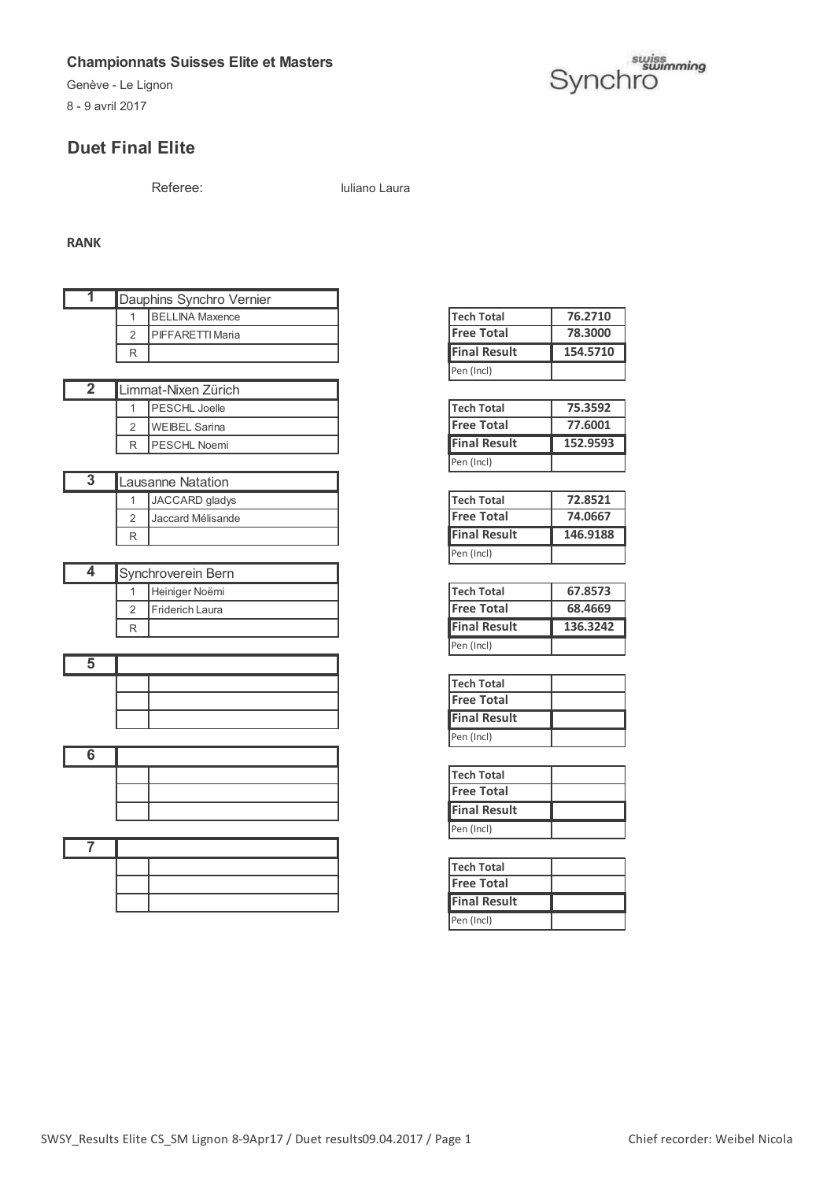**Championnats Suisses Elite et Masters**

Genève - Le Lignon

8 - 9 avril 2017

Synchro swiss swimming

## Duet Final Elite

Referee: Iuliano Laura

**RANK**

| Rank | Club / # | Name | | Tech Total | Free Total | Final Result | Pen (Incl) |
|---|---|---|---|---|---|---|---|
| 1 | Dauphins Synchro Vernier | | | 76.2710 | 78.3000 | 154.5710 | |
| | 1 | BELLINA Maxence | | | | | |
| | 2 | PIFFARETTI Maria | | | | | |
| | R | | | | | | |
| 2 | Limmat-Nixen Zürich | | | 75.3592 | 77.6001 | 152.9593 | |
| | 1 | PESCHL Joelle | | | | | |
| | 2 | WEIBEL Sarina | | | | | |
| | R | PESCHL Noemi | | | | | |
| 3 | Lausanne Natation | | | 72.8521 | 74.0667 | 146.9188 | |
| | 1 | JACCARD gladys | | | | | |
| | 2 | Jaccard Mélisande | | | | | |
| | R | | | | | | |
| 4 | Synchroverein Bern | | | 67.8573 | 68.4669 | 136.3242 | |
| | 1 | Heiniger Noëmi | | | | | |
| | 2 | Friderich Laura | | | | | |
| | R | | | | | | |
| 5 | | | | | | | |
| 6 | | | | | | | |
| 7 | | | | | | | |

Chief recorder: Weibel Nicola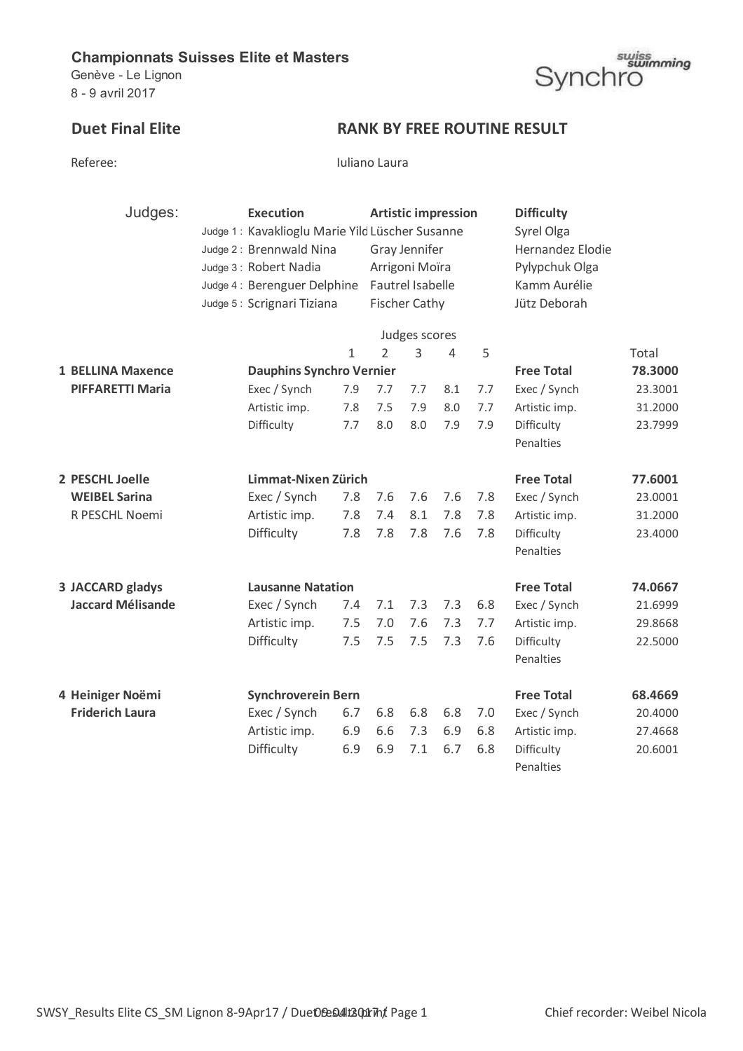**Championnats Suisses Elite et Masters**
Genève - Le Lignon
8 - 9 avril 2017

## Duet Final Elite

### RANK BY FREE ROUTINE RESULT

Referee: Iuliano Laura

| Judges: | Execution | Artistic impression | Difficulty |
|---|---|---|---|
| Judge 1 : | Kavaklioglu Marie Yild | Lüscher Susanne | Syrel Olga |
| Judge 2 : | Brennwald Nina | Gray Jennifer | Hernandez Elodie |
| Judge 3 : | Robert Nadia | Arrigoni Moïra | Pylypchuk Olga |
| Judge 4 : | Berenguer Delphine | Fautrel Isabelle | Kamm Aurélie |
| Judge 5 : | Scrignari Tiziana | Fischer Cathy | Jütz Deborah |

| Rank / Name | Club / Element | 1 | 2 | 3 | 4 | 5 | | Total |
|---|---|---|---|---|---|---|---|---|
| **1 BELLINA Maxence** | **Dauphins Synchro Vernier** | | | | | | **Free Total** | **78.3000** |
| **PIFFARETTI Maria** | Exec / Synch | 7.9 | 7.7 | 7.7 | 8.1 | 7.7 | Exec / Synch | 23.3001 |
| | Artistic imp. | 7.8 | 7.5 | 7.9 | 8.0 | 7.7 | Artistic imp. | 31.2000 |
| | Difficulty | 7.7 | 8.0 | 8.0 | 7.9 | 7.9 | Difficulty | 23.7999 |
| | | | | | | | Penalties | |
| **2 PESCHL Joelle** | **Limmat-Nixen Zürich** | | | | | | **Free Total** | **77.6001** |
| **WEIBEL Sarina** | Exec / Synch | 7.8 | 7.6 | 7.6 | 7.6 | 7.8 | Exec / Synch | 23.0001 |
| R PESCHL Noemi | Artistic imp. | 7.8 | 7.4 | 8.1 | 7.8 | 7.8 | Artistic imp. | 31.2000 |
| | Difficulty | 7.8 | 7.8 | 7.8 | 7.6 | 7.8 | Difficulty | 23.4000 |
| | | | | | | | Penalties | |
| **3 JACCARD gladys** | **Lausanne Natation** | | | | | | **Free Total** | **74.0667** |
| **Jaccard Mélisande** | Exec / Synch | 7.4 | 7.1 | 7.3 | 7.3 | 6.8 | Exec / Synch | 21.6999 |
| | Artistic imp. | 7.5 | 7.0 | 7.6 | 7.3 | 7.7 | Artistic imp. | 29.8668 |
| | Difficulty | 7.5 | 7.5 | 7.5 | 7.3 | 7.6 | Difficulty | 22.5000 |
| | | | | | | | Penalties | |
| **4 Heiniger Noëmi** | **Synchroverein Bern** | | | | | | **Free Total** | **68.4669** |
| **Friderich Laura** | Exec / Synch | 6.7 | 6.8 | 6.8 | 6.8 | 7.0 | Exec / Synch | 20.4000 |
| | Artistic imp. | 6.9 | 6.6 | 7.3 | 6.9 | 6.8 | Artistic imp. | 27.4668 |
| | Difficulty | 6.9 | 6.9 | 7.1 | 6.7 | 6.8 | Difficulty | 20.6001 |
| | | | | | | | Penalties | |

Chief recorder: Weibel Nicola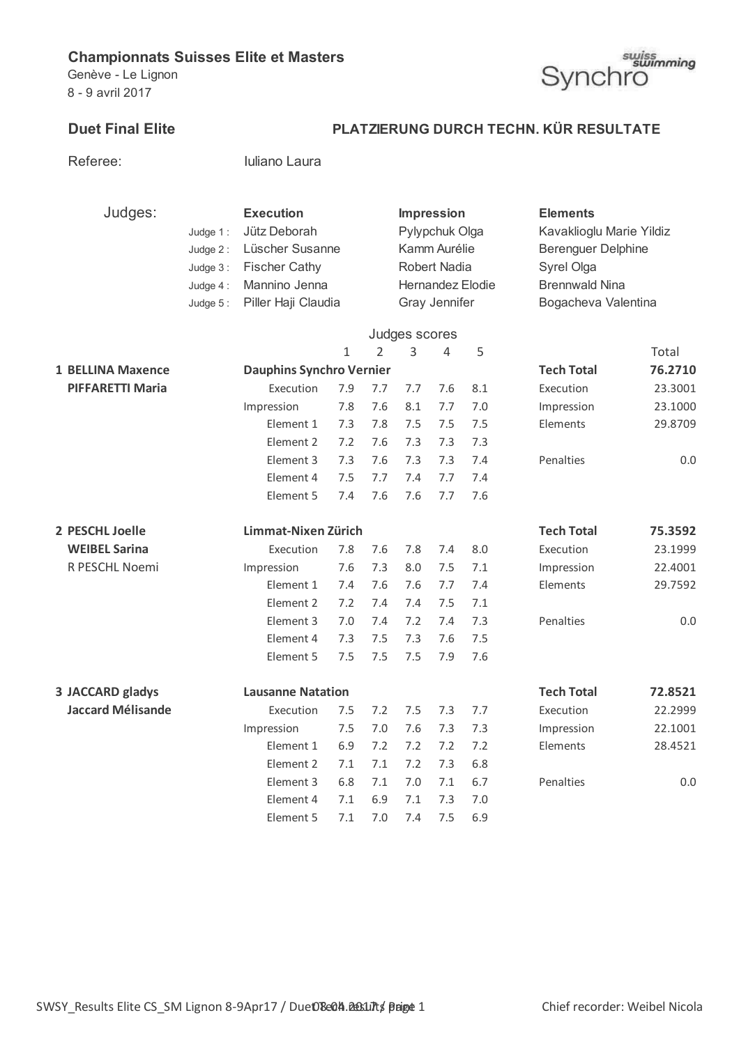**Championnats Suisses Elite et Masters**
Genève - Le Lignon
8 - 9 avril 2017

Synchro swiss swimming

## Duet Final Elite

**PLATZIERUNG DURCH TECHN. KÜR RESULTATE**

Referee: Iuliano Laura

| Judges: | Execution | Impression | Elements |
|---|---|---|---|
| Judge 1 : | Jütz Deborah | Pylypchuk Olga | Kavaklioglu Marie Yildiz |
| Judge 2 : | Lüscher Susanne | Kamm Aurélie | Berenguer Delphine |
| Judge 3 : | Fischer Cathy | Robert Nadia | Syrel Olga |
| Judge 4 : | Mannino Jenna | Hernandez Elodie | Brennwald Nina |
| Judge 5 : | Piller Haji Claudia | Gray Jennifer | Bogacheva Valentina |

| | | Judges scores 1 | 2 | 3 | 4 | 5 | | Total |
|---|---|---|---|---|---|---|---|---|
| **1 BELLINA Maxence** | **Dauphins Synchro Vernier** | | | | | | **Tech Total** | **76.2710** |
| **PIFFARETTI Maria** | Execution | 7.9 | 7.7 | 7.7 | 7.6 | 8.1 | Execution | 23.3001 |
| | Impression | 7.8 | 7.6 | 8.1 | 7.7 | 7.0 | Impression | 23.1000 |
| | Element 1 | 7.3 | 7.8 | 7.5 | 7.5 | 7.5 | Elements | 29.8709 |
| | Element 2 | 7.2 | 7.6 | 7.3 | 7.3 | 7.3 | | |
| | Element 3 | 7.3 | 7.6 | 7.3 | 7.3 | 7.4 | Penalties | 0.0 |
| | Element 4 | 7.5 | 7.7 | 7.4 | 7.7 | 7.4 | | |
| | Element 5 | 7.4 | 7.6 | 7.6 | 7.7 | 7.6 | | |
| **2 PESCHL Joelle** | **Limmat-Nixen Zürich** | | | | | | **Tech Total** | **75.3592** |
| **WEIBEL Sarina** | Execution | 7.8 | 7.6 | 7.8 | 7.4 | 8.0 | Execution | 23.1999 |
| R PESCHL Noemi | Impression | 7.6 | 7.3 | 8.0 | 7.5 | 7.1 | Impression | 22.4001 |
| | Element 1 | 7.4 | 7.6 | 7.6 | 7.7 | 7.4 | Elements | 29.7592 |
| | Element 2 | 7.2 | 7.4 | 7.4 | 7.5 | 7.1 | | |
| | Element 3 | 7.0 | 7.4 | 7.2 | 7.4 | 7.3 | Penalties | 0.0 |
| | Element 4 | 7.3 | 7.5 | 7.3 | 7.6 | 7.5 | | |
| | Element 5 | 7.5 | 7.5 | 7.5 | 7.9 | 7.6 | | |
| **3 JACCARD gladys** | **Lausanne Natation** | | | | | | **Tech Total** | **72.8521** |
| **Jaccard Mélisande** | Execution | 7.5 | 7.2 | 7.5 | 7.3 | 7.7 | Execution | 22.2999 |
| | Impression | 7.5 | 7.0 | 7.6 | 7.3 | 7.3 | Impression | 22.1001 |
| | Element 1 | 6.9 | 7.2 | 7.2 | 7.2 | 7.2 | Elements | 28.4521 |
| | Element 2 | 7.1 | 7.1 | 7.2 | 7.3 | 6.8 | | |
| | Element 3 | 6.8 | 7.1 | 7.0 | 7.1 | 6.7 | Penalties | 0.0 |
| | Element 4 | 7.1 | 6.9 | 7.1 | 7.3 | 7.0 | | |
| | Element 5 | 7.1 | 7.0 | 7.4 | 7.5 | 6.9 | | |

Chief recorder: Weibel Nicola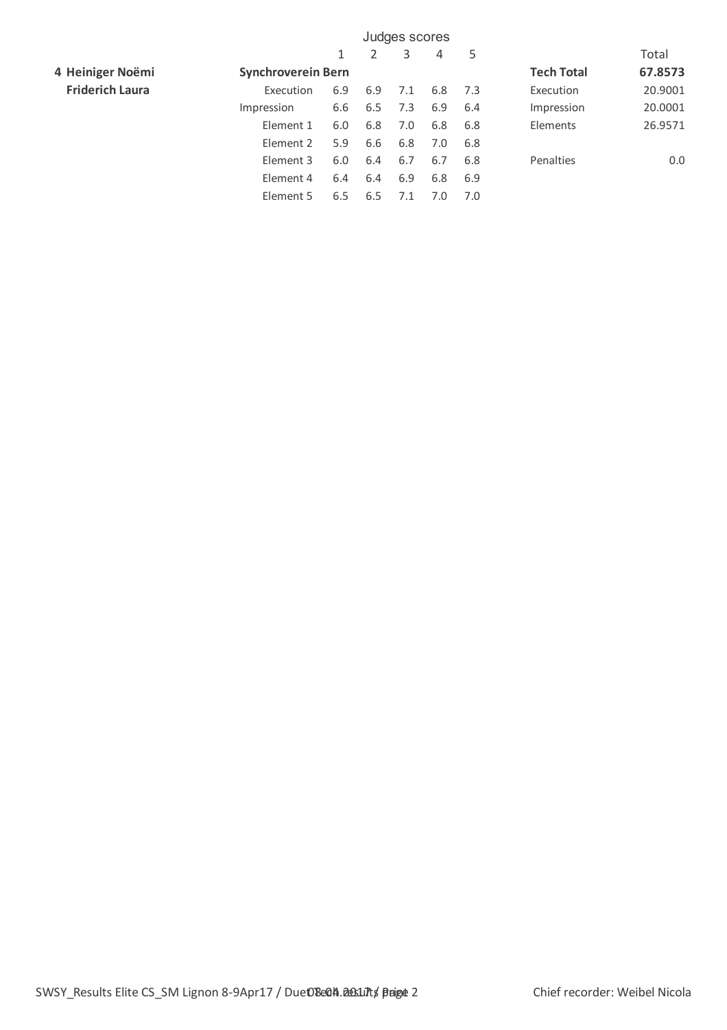| | | Judges scores | | | | | | |
|---|---|---|---|---|---|---|---|---|
| | | 1 | 2 | 3 | 4 | 5 | | Total |
| **4 Heiniger Noëmi** | **Synchroverein Bern** | | | | | | **Tech Total** | **67.8573** |
| **Friderich Laura** | Execution | 6.9 | 6.9 | 7.1 | 6.8 | 7.3 | Execution | 20.9001 |
| | Impression | 6.6 | 6.5 | 7.3 | 6.9 | 6.4 | Impression | 20.0001 |
| | Element 1 | 6.0 | 6.8 | 7.0 | 6.8 | 6.8 | Elements | 26.9571 |
| | Element 2 | 5.9 | 6.6 | 6.8 | 7.0 | 6.8 | | |
| | Element 3 | 6.0 | 6.4 | 6.7 | 6.7 | 6.8 | Penalties | 0.0 |
| | Element 4 | 6.4 | 6.4 | 6.9 | 6.8 | 6.9 | | |
| | Element 5 | 6.5 | 6.5 | 7.1 | 7.0 | 7.0 | | |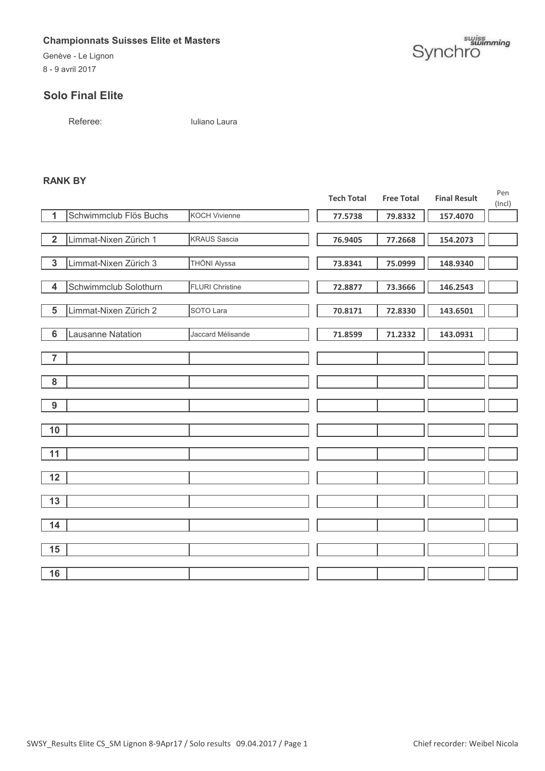**Championnats Suisses Elite et Masters**

Genève - Le Lignon

8 - 9 avril 2017

## Solo Final Elite

Referee: Iuliano Laura

**RANK BY**

| | | | Tech Total | Free Total | Final Result | Pen (Incl) |
|---|---|---|---|---|---|---|
| 1 | Schwimmclub Flös Buchs | KOCH Vivienne | 77.5738 | 79.8332 | 157.4070 | |
| 2 | Limmat-Nixen Zürich 1 | KRAUS Sascia | 76.9405 | 77.2668 | 154.2073 | |
| 3 | Limmat-Nixen Zürich 3 | THÖNI Alyssa | 73.8341 | 75.0999 | 148.9340 | |
| 4 | Schwimmclub Solothurn | FLURI Christine | 72.8877 | 73.3666 | 146.2543 | |
| 5 | Limmat-Nixen Zürich 2 | SOTO Lara | 70.8171 | 72.8330 | 143.6501 | |
| 6 | Lausanne Natation | Jaccard Mélisande | 71.8599 | 71.2332 | 143.0931 | |
| 7 | | | | | | |
| 8 | | | | | | |
| 9 | | | | | | |
| 10 | | | | | | |
| 11 | | | | | | |
| 12 | | | | | | |
| 13 | | | | | | |
| 14 | | | | | | |
| 15 | | | | | | |
| 16 | | | | | | |

SWSY_Results Elite CS_SM Lignon 8-9Apr17 / Solo results 09.04.2017 / Page 1

Chief recorder: Weibel Nicola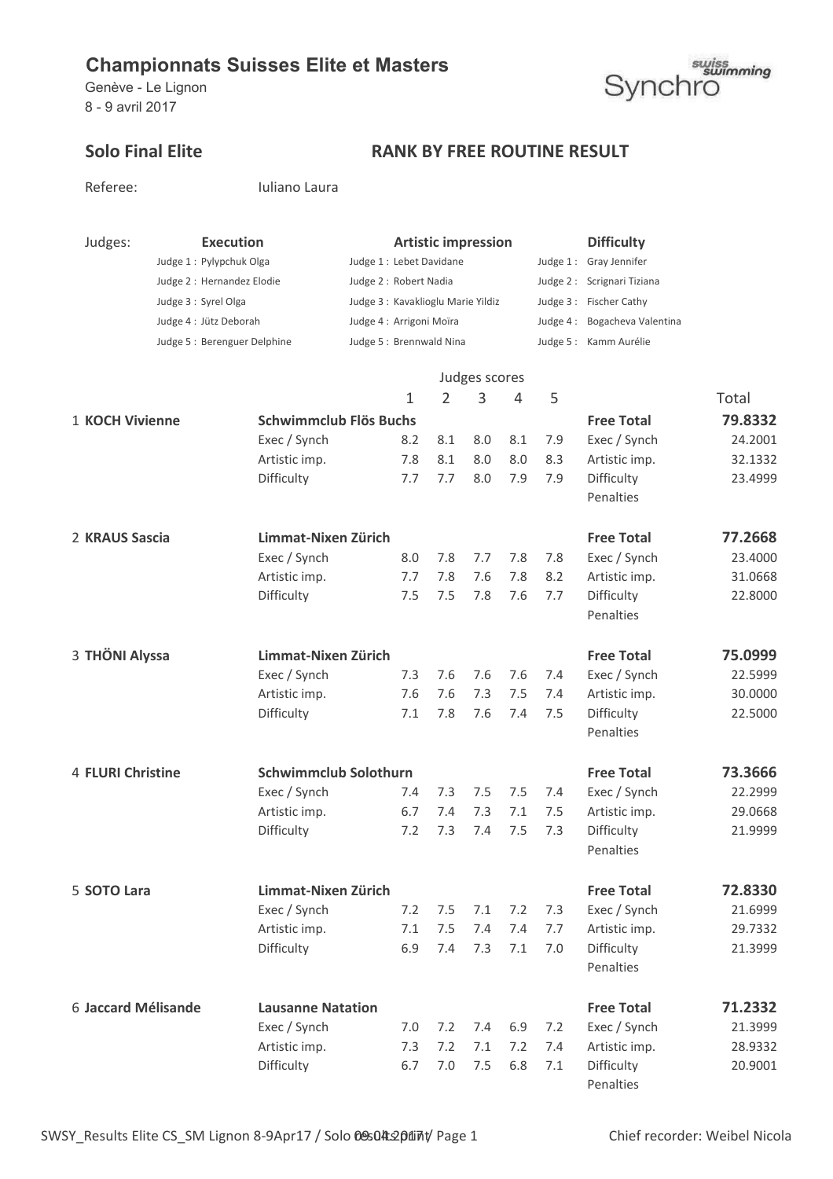# Championnats Suisses Elite et Masters

Genève - Le Lignon
8 - 9 avril 2017

## Solo Final Elite

## RANK BY FREE ROUTINE RESULT

Referee: Iuliano Laura

| Judges: | Execution | Artistic impression | Difficulty |
|---|---|---|---|
| | Judge 1 : Pylypchuk Olga | Judge 1 : Lebet Davidane | Judge 1 : Gray Jennifer |
| | Judge 2 : Hernandez Elodie | Judge 2 : Robert Nadia | Judge 2 : Scrignari Tiziana |
| | Judge 3 : Syrel Olga | Judge 3 : Kavaklioglu Marie Yildiz | Judge 3 : Fischer Cathy |
| | Judge 4 : Jütz Deborah | Judge 4 : Arrigoni Moïra | Judge 4 : Bogacheva Valentina |
| | Judge 5 : Berenguer Delphine | Judge 5 : Brennwald Nina | Judge 5 : Kamm Aurélie |

| | | Judges scores | | | | | | Total |
|---|---|---|---|---|---|---|---|---|
| | | 1 | 2 | 3 | 4 | 5 | | |
| 1 **KOCH Vivienne** | **Schwimmclub Flös Buchs** | | | | | | **Free Total** | **79.8332** |
| | Exec / Synch | 8.2 | 8.1 | 8.0 | 8.1 | 7.9 | Exec / Synch | 24.2001 |
| | Artistic imp. | 7.8 | 8.1 | 8.0 | 8.0 | 8.3 | Artistic imp. | 32.1332 |
| | Difficulty | 7.7 | 7.7 | 8.0 | 7.9 | 7.9 | Difficulty | 23.4999 |
| | | | | | | | Penalties | |
| 2 **KRAUS Sascia** | **Limmat-Nixen Zürich** | | | | | | **Free Total** | **77.2668** |
| | Exec / Synch | 8.0 | 7.8 | 7.7 | 7.8 | 7.8 | Exec / Synch | 23.4000 |
| | Artistic imp. | 7.7 | 7.8 | 7.6 | 7.8 | 8.2 | Artistic imp. | 31.0668 |
| | Difficulty | 7.5 | 7.5 | 7.8 | 7.6 | 7.7 | Difficulty | 22.8000 |
| | | | | | | | Penalties | |
| 3 **THÖNI Alyssa** | **Limmat-Nixen Zürich** | | | | | | **Free Total** | **75.0999** |
| | Exec / Synch | 7.3 | 7.6 | 7.6 | 7.6 | 7.4 | Exec / Synch | 22.5999 |
| | Artistic imp. | 7.6 | 7.6 | 7.3 | 7.5 | 7.4 | Artistic imp. | 30.0000 |
| | Difficulty | 7.1 | 7.8 | 7.6 | 7.4 | 7.5 | Difficulty | 22.5000 |
| | | | | | | | Penalties | |
| 4 **FLURI Christine** | **Schwimmclub Solothurn** | | | | | | **Free Total** | **73.3666** |
| | Exec / Synch | 7.4 | 7.3 | 7.5 | 7.5 | 7.4 | Exec / Synch | 22.2999 |
| | Artistic imp. | 6.7 | 7.4 | 7.3 | 7.1 | 7.5 | Artistic imp. | 29.0668 |
| | Difficulty | 7.2 | 7.3 | 7.4 | 7.5 | 7.3 | Difficulty | 21.9999 |
| | | | | | | | Penalties | |
| 5 **SOTO Lara** | **Limmat-Nixen Zürich** | | | | | | **Free Total** | **72.8330** |
| | Exec / Synch | 7.2 | 7.5 | 7.1 | 7.2 | 7.3 | Exec / Synch | 21.6999 |
| | Artistic imp. | 7.1 | 7.5 | 7.4 | 7.4 | 7.7 | Artistic imp. | 29.7332 |
| | Difficulty | 6.9 | 7.4 | 7.3 | 7.1 | 7.0 | Difficulty | 21.3999 |
| | | | | | | | Penalties | |
| 6 **Jaccard Mélisande** | **Lausanne Natation** | | | | | | **Free Total** | **71.2332** |
| | Exec / Synch | 7.0 | 7.2 | 7.4 | 6.9 | 7.2 | Exec / Synch | 21.3999 |
| | Artistic imp. | 7.3 | 7.2 | 7.1 | 7.2 | 7.4 | Artistic imp. | 28.9332 |
| | Difficulty | 6.7 | 7.0 | 7.5 | 6.8 | 7.1 | Difficulty | 20.9001 |
| | | | | | | | Penalties | |

Chief recorder: Weibel Nicola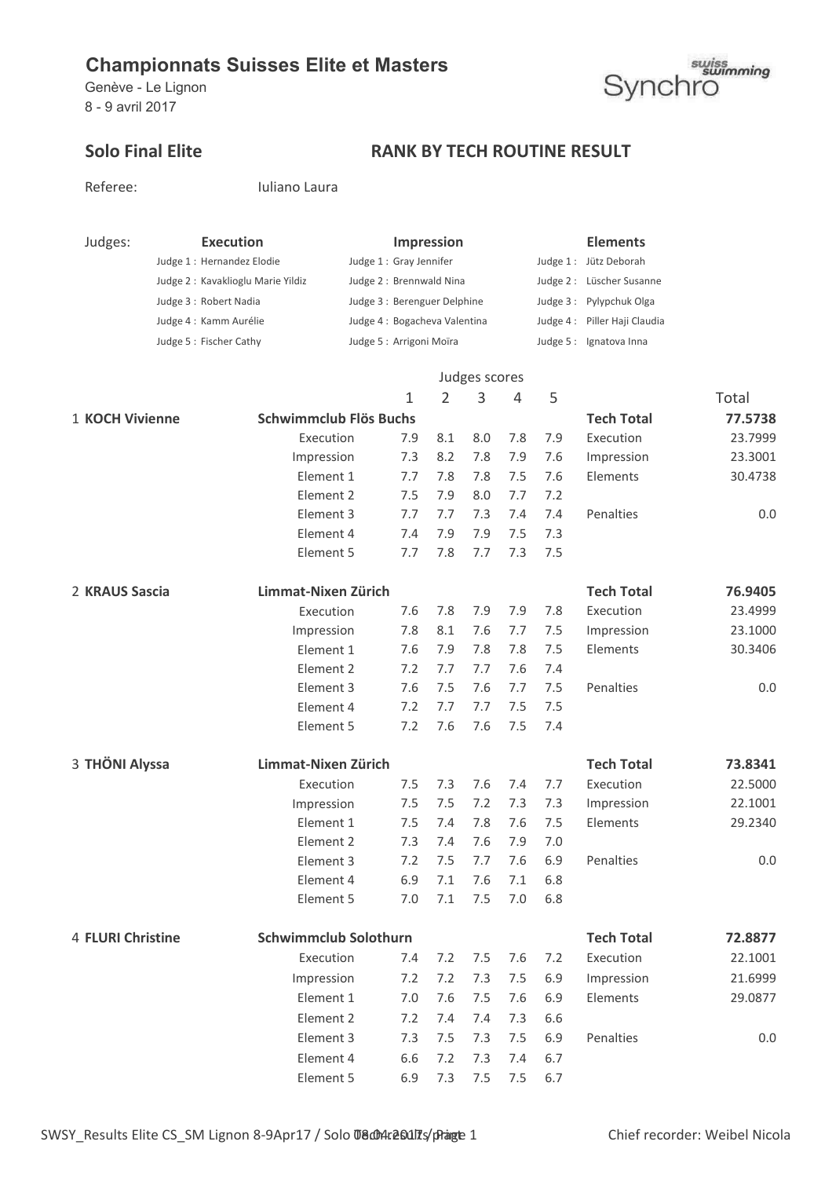# Championnats Suisses Elite et Masters

Genève - Le Lignon
8 - 9 avril 2017

## Solo Final Elite

## RANK BY TECH ROUTINE RESULT

Referee: Iuliano Laura

| Judges: | Execution | Impression | Elements |
|---|---|---|---|
| | Judge 1 : Hernandez Elodie | Judge 1 : Gray Jennifer | Judge 1 : Jütz Deborah |
| | Judge 2 : Kavaklioglu Marie Yildiz | Judge 2 : Brennwald Nina | Judge 2 : Lüscher Susanne |
| | Judge 3 : Robert Nadia | Judge 3 : Berenguer Delphine | Judge 3 : Pylypchuk Olga |
| | Judge 4 : Kamm Aurélie | Judge 4 : Bogacheva Valentina | Judge 4 : Piller Haji Claudia |
| | Judge 5 : Fischer Cathy | Judge 5 : Arrigoni Moïra | Judge 5 : Ignatova Inna |

| | | Judges scores 1 | 2 | 3 | 4 | 5 | | Total |
|---|---|---|---|---|---|---|---|---|
| 1 **KOCH Vivienne** | **Schwimmclub Flös Buchs** | | | | | | **Tech Total** | **77.5738** |
| | Execution | 7.9 | 8.1 | 8.0 | 7.8 | 7.9 | Execution | 23.7999 |
| | Impression | 7.3 | 8.2 | 7.8 | 7.9 | 7.6 | Impression | 23.3001 |
| | Element 1 | 7.7 | 7.8 | 7.8 | 7.5 | 7.6 | Elements | 30.4738 |
| | Element 2 | 7.5 | 7.9 | 8.0 | 7.7 | 7.2 | | |
| | Element 3 | 7.7 | 7.7 | 7.3 | 7.4 | 7.4 | Penalties | 0.0 |
| | Element 4 | 7.4 | 7.9 | 7.9 | 7.5 | 7.3 | | |
| | Element 5 | 7.7 | 7.8 | 7.7 | 7.3 | 7.5 | | |
| 2 **KRAUS Sascia** | **Limmat-Nixen Zürich** | | | | | | **Tech Total** | **76.9405** |
| | Execution | 7.6 | 7.8 | 7.9 | 7.9 | 7.8 | Execution | 23.4999 |
| | Impression | 7.8 | 8.1 | 7.6 | 7.7 | 7.5 | Impression | 23.1000 |
| | Element 1 | 7.6 | 7.9 | 7.8 | 7.8 | 7.5 | Elements | 30.3406 |
| | Element 2 | 7.2 | 7.7 | 7.7 | 7.6 | 7.4 | | |
| | Element 3 | 7.6 | 7.5 | 7.6 | 7.7 | 7.5 | Penalties | 0.0 |
| | Element 4 | 7.2 | 7.7 | 7.7 | 7.5 | 7.5 | | |
| | Element 5 | 7.2 | 7.6 | 7.6 | 7.5 | 7.4 | | |
| 3 **THÖNI Alyssa** | **Limmat-Nixen Zürich** | | | | | | **Tech Total** | **73.8341** |
| | Execution | 7.5 | 7.3 | 7.6 | 7.4 | 7.7 | Execution | 22.5000 |
| | Impression | 7.5 | 7.5 | 7.2 | 7.3 | 7.3 | Impression | 22.1001 |
| | Element 1 | 7.5 | 7.4 | 7.8 | 7.6 | 7.5 | Elements | 29.2340 |
| | Element 2 | 7.3 | 7.4 | 7.6 | 7.9 | 7.0 | | |
| | Element 3 | 7.2 | 7.5 | 7.7 | 7.6 | 6.9 | Penalties | 0.0 |
| | Element 4 | 6.9 | 7.1 | 7.6 | 7.1 | 6.8 | | |
| | Element 5 | 7.0 | 7.1 | 7.5 | 7.0 | 6.8 | | |
| 4 **FLURI Christine** | **Schwimmclub Solothurn** | | | | | | **Tech Total** | **72.8877** |
| | Execution | 7.4 | 7.2 | 7.5 | 7.6 | 7.2 | Execution | 22.1001 |
| | Impression | 7.2 | 7.2 | 7.3 | 7.5 | 6.9 | Impression | 21.6999 |
| | Element 1 | 7.0 | 7.6 | 7.5 | 7.6 | 6.9 | Elements | 29.0877 |
| | Element 2 | 7.2 | 7.4 | 7.4 | 7.3 | 6.6 | | |
| | Element 3 | 7.3 | 7.5 | 7.3 | 7.5 | 6.9 | Penalties | 0.0 |
| | Element 4 | 6.6 | 7.2 | 7.3 | 7.4 | 6.7 | | |
| | Element 5 | 6.9 | 7.3 | 7.5 | 7.5 | 6.7 | | |

Chief recorder: Weibel Nicola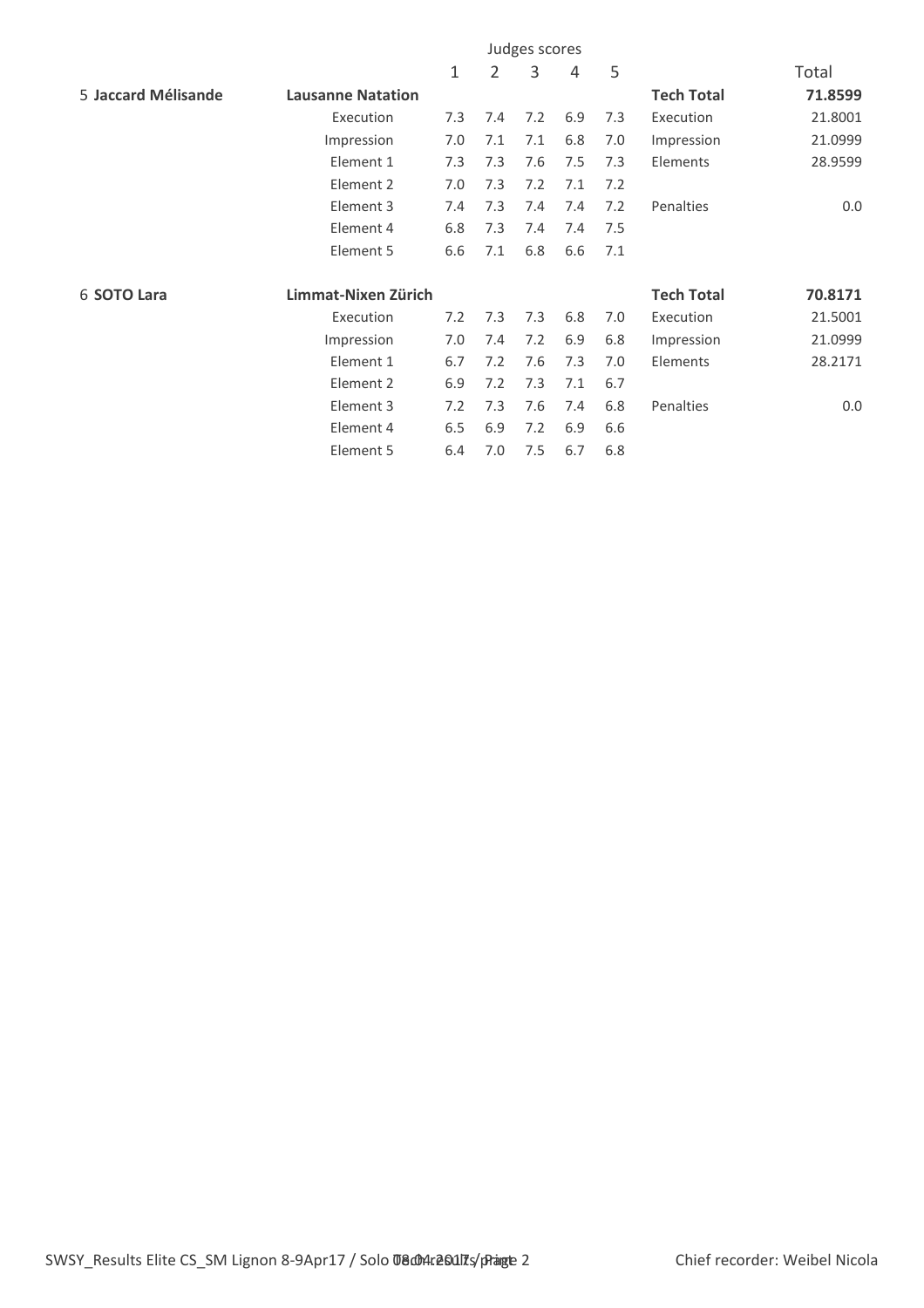| | | Judges scores | | | | | | Total |
|---|---|---|---|---|---|---|---|---|
| | | 1 | 2 | 3 | 4 | 5 | | |
| 5 **Jaccard Mélisande** | **Lausanne Natation** | | | | | | **Tech Total** | **71.8599** |
| | Execution | 7.3 | 7.4 | 7.2 | 6.9 | 7.3 | Execution | 21.8001 |
| | Impression | 7.0 | 7.1 | 7.1 | 6.8 | 7.0 | Impression | 21.0999 |
| | Element 1 | 7.3 | 7.3 | 7.6 | 7.5 | 7.3 | Elements | 28.9599 |
| | Element 2 | 7.0 | 7.3 | 7.2 | 7.1 | 7.2 | | |
| | Element 3 | 7.4 | 7.3 | 7.4 | 7.4 | 7.2 | Penalties | 0.0 |
| | Element 4 | 6.8 | 7.3 | 7.4 | 7.4 | 7.5 | | |
| | Element 5 | 6.6 | 7.1 | 6.8 | 6.6 | 7.1 | | |
| 6 **SOTO Lara** | **Limmat-Nixen Zürich** | | | | | | **Tech Total** | **70.8171** |
| | Execution | 7.2 | 7.3 | 7.3 | 6.8 | 7.0 | Execution | 21.5001 |
| | Impression | 7.0 | 7.4 | 7.2 | 6.9 | 6.8 | Impression | 21.0999 |
| | Element 1 | 6.7 | 7.2 | 7.6 | 7.3 | 7.0 | Elements | 28.2171 |
| | Element 2 | 6.9 | 7.2 | 7.3 | 7.1 | 6.7 | | |
| | Element 3 | 7.2 | 7.3 | 7.6 | 7.4 | 6.8 | Penalties | 0.0 |
| | Element 4 | 6.5 | 6.9 | 7.2 | 6.9 | 6.6 | | |
| | Element 5 | 6.4 | 7.0 | 7.5 | 6.7 | 6.8 | | |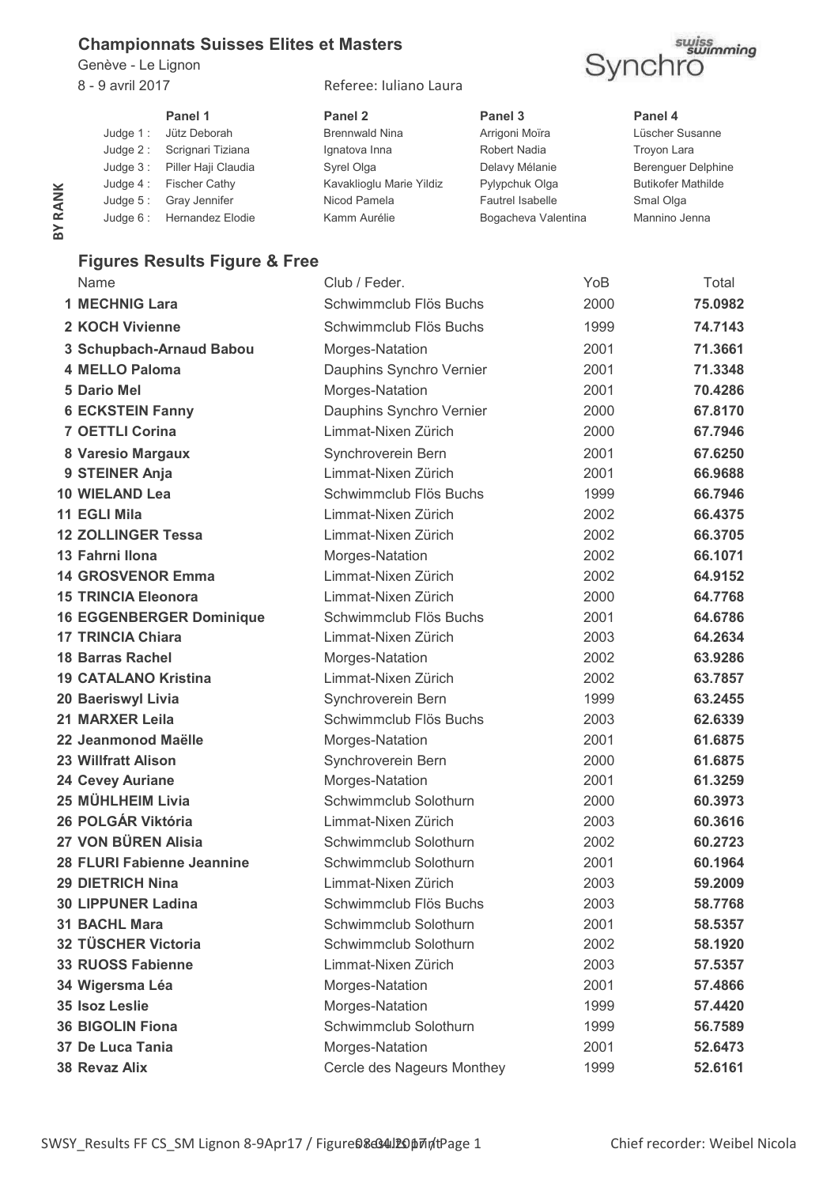**Championnats Suisses Elites et Masters**

Genève - Le Lignon

8 - 9 avril 2017

Referee: Iuliano Laura

swiss swimming Synchro

| | Panel 1 | Panel 2 | Panel 3 | Panel 4 |
|---|---|---|---|---|
| Judge 1 : | Jütz Deborah | Brennwald Nina | Arrigoni Moïra | Lüscher Susanne |
| Judge 2 : | Scrignari Tiziana | Ignatova Inna | Robert Nadia | Troyon Lara |
| Judge 3 : | Piller Haji Claudia | Syrel Olga | Delavy Mélanie | Berenguer Delphine |
| Judge 4 : | Fischer Cathy | Kavaklioglu Marie Yildiz | Pylypchuk Olga | Butikofer Mathilde |
| Judge 5 : | Gray Jennifer | Nicod Pamela | Fautrel Isabelle | Smal Olga |
| Judge 6 : | Hernandez Elodie | Kamm Aurélie | Bogacheva Valentina | Mannino Jenna |

BY RANK

## Figures Results Figure & Free

| | Name | Club / Feder. | YoB | Total |
|---|---|---|---|---|
| 1 | **MECHNIG Lara** | Schwimmclub Flös Buchs | 2000 | **75.0982** |
| 2 | **KOCH Vivienne** | Schwimmclub Flös Buchs | 1999 | **74.7143** |
| 3 | **Schupbach-Arnaud Babou** | Morges-Natation | 2001 | **71.3661** |
| 4 | **MELLO Paloma** | Dauphins Synchro Vernier | 2001 | **71.3348** |
| 5 | **Dario Mel** | Morges-Natation | 2001 | **70.4286** |
| 6 | **ECKSTEIN Fanny** | Dauphins Synchro Vernier | 2000 | **67.8170** |
| 7 | **OETTLI Corina** | Limmat-Nixen Zürich | 2000 | **67.7946** |
| 8 | **Varesio Margaux** | Synchroverein Bern | 2001 | **67.6250** |
| 9 | **STEINER Anja** | Limmat-Nixen Zürich | 2001 | **66.9688** |
| 10 | **WIELAND Lea** | Schwimmclub Flös Buchs | 1999 | **66.7946** |
| 11 | **EGLI Mila** | Limmat-Nixen Zürich | 2002 | **66.4375** |
| 12 | **ZOLLINGER Tessa** | Limmat-Nixen Zürich | 2002 | **66.3705** |
| 13 | **Fahrni Ilona** | Morges-Natation | 2002 | **66.1071** |
| 14 | **GROSVENOR Emma** | Limmat-Nixen Zürich | 2002 | **64.9152** |
| 15 | **TRINCIA Eleonora** | Limmat-Nixen Zürich | 2000 | **64.7768** |
| 16 | **EGGENBERGER Dominique** | Schwimmclub Flös Buchs | 2001 | **64.6786** |
| 17 | **TRINCIA Chiara** | Limmat-Nixen Zürich | 2003 | **64.2634** |
| 18 | **Barras Rachel** | Morges-Natation | 2002 | **63.9286** |
| 19 | **CATALANO Kristina** | Limmat-Nixen Zürich | 2002 | **63.7857** |
| 20 | **Baeriswyl Livia** | Synchroverein Bern | 1999 | **63.2455** |
| 21 | **MARXER Leila** | Schwimmclub Flös Buchs | 2003 | **62.6339** |
| 22 | **Jeanmonod Maëlle** | Morges-Natation | 2001 | **61.6875** |
| 23 | **Willfratt Alison** | Synchroverein Bern | 2000 | **61.6875** |
| 24 | **Cevey Auriane** | Morges-Natation | 2001 | **61.3259** |
| 25 | **MÜHLHEIM Livia** | Schwimmclub Solothurn | 2000 | **60.3973** |
| 26 | **POLGÁR Viktória** | Limmat-Nixen Zürich | 2003 | **60.3616** |
| 27 | **VON BÜREN Alisia** | Schwimmclub Solothurn | 2002 | **60.2723** |
| 28 | **FLURI Fabienne Jeannine** | Schwimmclub Solothurn | 2001 | **60.1964** |
| 29 | **DIETRICH Nina** | Limmat-Nixen Zürich | 2003 | **59.2009** |
| 30 | **LIPPUNER Ladina** | Schwimmclub Flös Buchs | 2003 | **58.7768** |
| 31 | **BACHL Mara** | Schwimmclub Solothurn | 2001 | **58.5357** |
| 32 | **TÜSCHER Victoria** | Schwimmclub Solothurn | 2002 | **58.1920** |
| 33 | **RUOSS Fabienne** | Limmat-Nixen Zürich | 2003 | **57.5357** |
| 34 | **Wigersma Léa** | Morges-Natation | 2001 | **57.4866** |
| 35 | **Isoz Leslie** | Morges-Natation | 1999 | **57.4420** |
| 36 | **BIGOLIN Fiona** | Schwimmclub Solothurn | 1999 | **56.7589** |
| 37 | **De Luca Tania** | Morges-Natation | 2001 | **52.6473** |
| 38 | **Revaz Alix** | Cercle des Nageurs Monthey | 1999 | **52.6161** |

Chief recorder: Weibel Nicola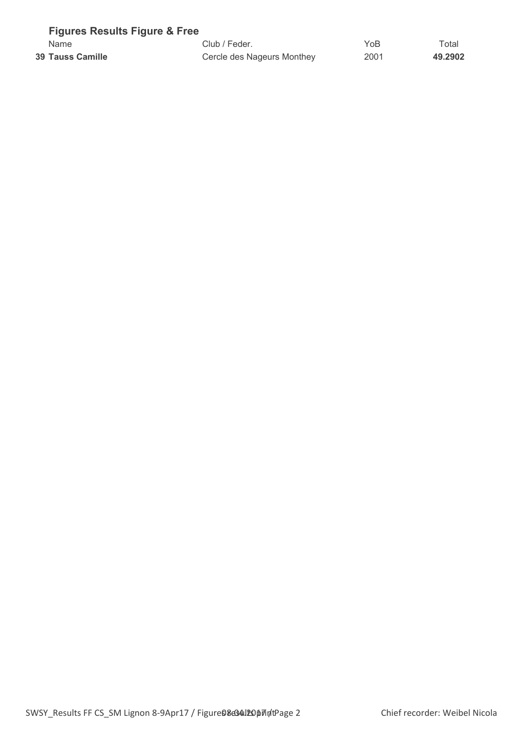## Figures Results Figure & Free

| | Name | Club / Feder. | YoB | Total |
|---|---|---|---|---|
| **39** | **Tauss Camille** | Cercle des Nageurs Monthey | 2001 | **49.2902** |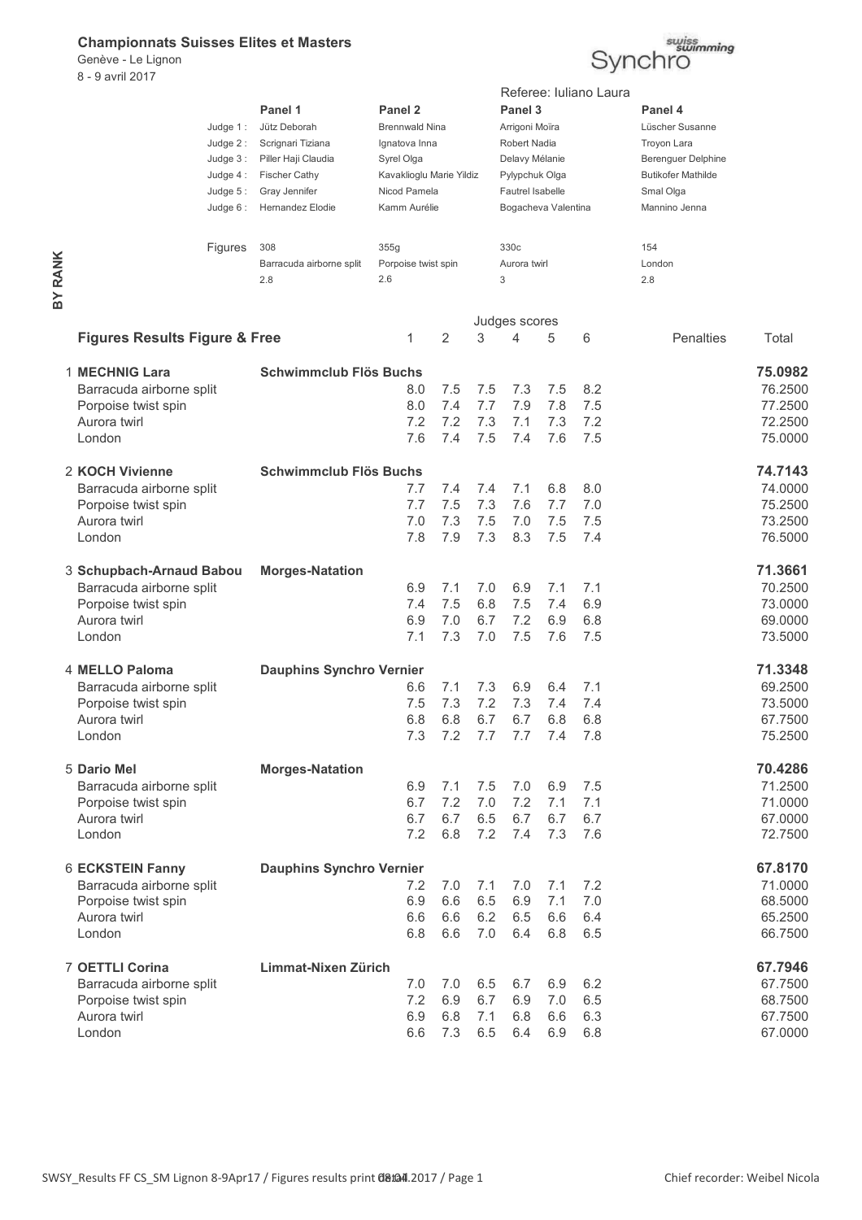**Championnats Suisses Elites et Masters**
Genève - Le Lignon
8 - 9 avril 2017

Synchro swiss swimming

Referee: Iuliano Laura

| | Panel 1 | Panel 2 | Panel 3 | Panel 4 |
|---|---|---|---|---|
| Judge 1 : | Jütz Deborah | Brennwald Nina | Arrigoni Moïra | Lüscher Susanne |
| Judge 2 : | Scrignari Tiziana | Ignatova Inna | Robert Nadia | Troyon Lara |
| Judge 3 : | Piller Haji Claudia | Syrel Olga | Delavy Mélanie | Berenguer Delphine |
| Judge 4 : | Fischer Cathy | Kavaklioglu Marie Yildiz | Pylypchuk Olga | Butikofer Mathilde |
| Judge 5 : | Gray Jennifer | Nicod Pamela | Fautrel Isabelle | Smal Olga |
| Judge 6 : | Hernandez Elodie | Kamm Aurélie | Bogacheva Valentina | Mannino Jenna |
| Figures | 308 | 355g | 330c | 154 |
| | Barracuda airborne split | Porpoise twist spin | Aurora twirl | London |
| | 2.8 | 2.6 | 3 | 2.8 |

BY RANK

## Figures Results Figure & Free

| | | Judges scores 1 | 2 | 3 | 4 | 5 | 6 | Penalties | Total |
|---|---|---|---|---|---|---|---|---|---|
| 1 **MECHNIG Lara** | **Schwimmclub Flös Buchs** | | | | | | | | **75.0982** |
| Barracuda airborne split | | 8.0 | 7.5 | 7.5 | 7.3 | 7.5 | 8.2 | | 76.2500 |
| Porpoise twist spin | | 8.0 | 7.4 | 7.7 | 7.9 | 7.8 | 7.5 | | 77.2500 |
| Aurora twirl | | 7.2 | 7.2 | 7.3 | 7.1 | 7.3 | 7.2 | | 72.2500 |
| London | | 7.6 | 7.4 | 7.5 | 7.4 | 7.6 | 7.5 | | 75.0000 |
| 2 **KOCH Vivienne** | **Schwimmclub Flös Buchs** | | | | | | | | **74.7143** |
| Barracuda airborne split | | 7.7 | 7.4 | 7.4 | 7.1 | 6.8 | 8.0 | | 74.0000 |
| Porpoise twist spin | | 7.7 | 7.5 | 7.3 | 7.6 | 7.7 | 7.0 | | 75.2500 |
| Aurora twirl | | 7.0 | 7.3 | 7.5 | 7.0 | 7.5 | 7.5 | | 73.2500 |
| London | | 7.8 | 7.9 | 7.3 | 8.3 | 7.5 | 7.4 | | 76.5000 |
| 3 **Schupbach-Arnaud Babou** | **Morges-Natation** | | | | | | | | **71.3661** |
| Barracuda airborne split | | 6.9 | 7.1 | 7.0 | 6.9 | 7.1 | 7.1 | | 70.2500 |
| Porpoise twist spin | | 7.4 | 7.5 | 6.8 | 7.5 | 7.4 | 6.9 | | 73.0000 |
| Aurora twirl | | 6.9 | 7.0 | 6.7 | 7.2 | 6.9 | 6.8 | | 69.0000 |
| London | | 7.1 | 7.3 | 7.0 | 7.5 | 7.6 | 7.5 | | 73.5000 |
| 4 **MELLO Paloma** | **Dauphins Synchro Vernier** | | | | | | | | **71.3348** |
| Barracuda airborne split | | 6.6 | 7.1 | 7.3 | 6.9 | 6.4 | 7.1 | | 69.2500 |
| Porpoise twist spin | | 7.5 | 7.3 | 7.2 | 7.3 | 7.4 | 7.4 | | 73.5000 |
| Aurora twirl | | 6.8 | 6.8 | 6.7 | 6.7 | 6.8 | 6.8 | | 67.7500 |
| London | | 7.3 | 7.2 | 7.7 | 7.7 | 7.4 | 7.8 | | 75.2500 |
| 5 **Dario Mel** | **Morges-Natation** | | | | | | | | **70.4286** |
| Barracuda airborne split | | 6.9 | 7.1 | 7.5 | 7.0 | 6.9 | 7.5 | | 71.2500 |
| Porpoise twist spin | | 6.7 | 7.2 | 7.0 | 7.2 | 7.1 | 7.1 | | 71.0000 |
| Aurora twirl | | 6.7 | 6.7 | 6.5 | 6.7 | 6.7 | 6.7 | | 67.0000 |
| London | | 7.2 | 6.8 | 7.2 | 7.4 | 7.3 | 7.6 | | 72.7500 |
| 6 **ECKSTEIN Fanny** | **Dauphins Synchro Vernier** | | | | | | | | **67.8170** |
| Barracuda airborne split | | 7.2 | 7.0 | 7.1 | 7.0 | 7.1 | 7.2 | | 71.0000 |
| Porpoise twist spin | | 6.9 | 6.6 | 6.5 | 6.9 | 7.1 | 7.0 | | 68.5000 |
| Aurora twirl | | 6.6 | 6.6 | 6.2 | 6.5 | 6.6 | 6.4 | | 65.2500 |
| London | | 6.8 | 6.6 | 7.0 | 6.4 | 6.8 | 6.5 | | 66.7500 |
| 7 **OETTLI Corina** | **Limmat-Nixen Zürich** | | | | | | | | **67.7946** |
| Barracuda airborne split | | 7.0 | 7.0 | 6.5 | 6.7 | 6.9 | 6.2 | | 67.7500 |
| Porpoise twist spin | | 7.2 | 6.9 | 6.7 | 6.9 | 7.0 | 6.5 | | 68.7500 |
| Aurora twirl | | 6.9 | 6.8 | 7.1 | 6.8 | 6.6 | 6.3 | | 67.7500 |
| London | | 6.6 | 7.3 | 6.5 | 6.4 | 6.9 | 6.8 | | 67.0000 |

Chief recorder: Weibel Nicola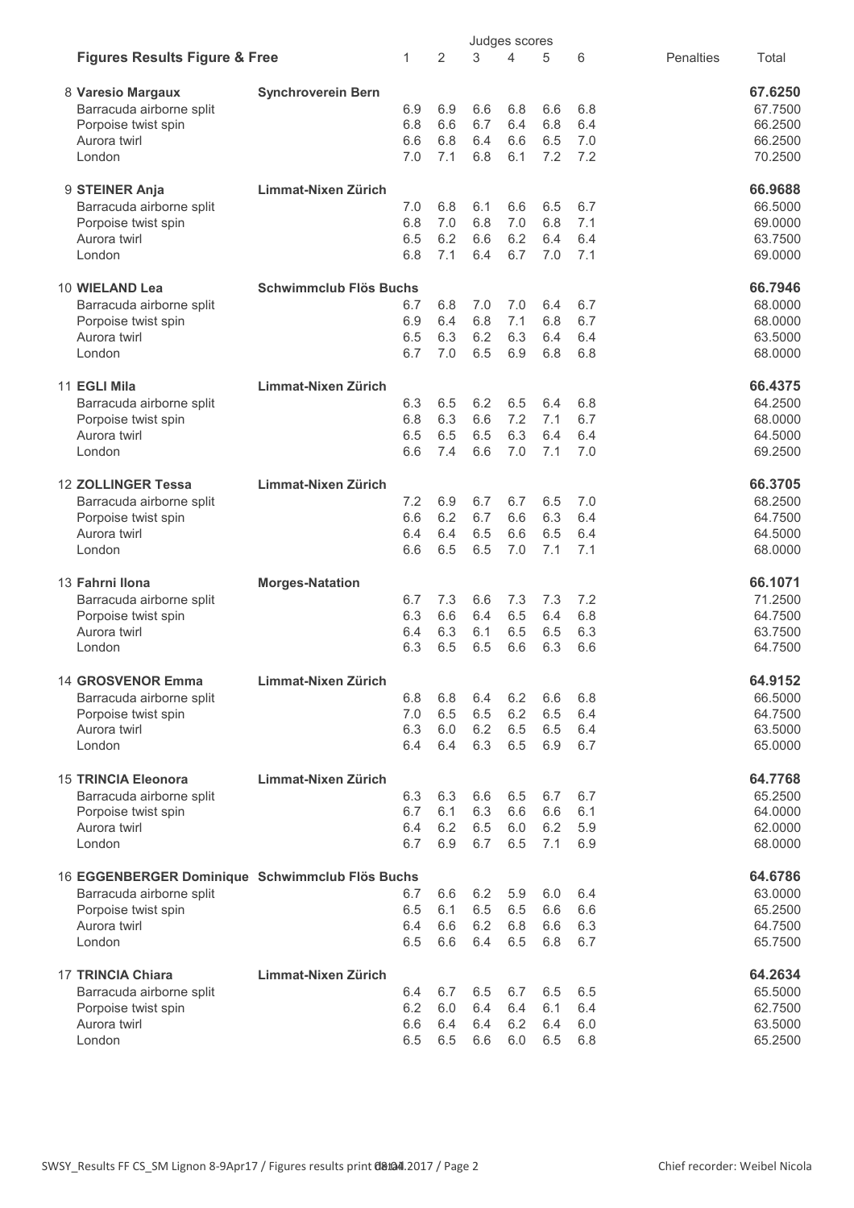| Figures Results Figure & Free | | Judges scores 1 | 2 | 3 | 4 | 5 | 6 | Penalties | Total |
|---|---|---|---|---|---|---|---|---|---|
| 8 **Varesio Margaux** | **Synchroverein Bern** | | | | | | | | **67.6250** |
| Barracuda airborne split | | 6.9 | 6.9 | 6.6 | 6.8 | 6.6 | 6.8 | | 67.7500 |
| Porpoise twist spin | | 6.8 | 6.6 | 6.7 | 6.4 | 6.8 | 6.4 | | 66.2500 |
| Aurora twirl | | 6.6 | 6.8 | 6.4 | 6.6 | 6.5 | 7.0 | | 66.2500 |
| London | | 7.0 | 7.1 | 6.8 | 6.1 | 7.2 | 7.2 | | 70.2500 |
| 9 **STEINER Anja** | **Limmat-Nixen Zürich** | | | | | | | | **66.9688** |
| Barracuda airborne split | | 7.0 | 6.8 | 6.1 | 6.6 | 6.5 | 6.7 | | 66.5000 |
| Porpoise twist spin | | 6.8 | 7.0 | 6.8 | 7.0 | 6.8 | 7.1 | | 69.0000 |
| Aurora twirl | | 6.5 | 6.2 | 6.6 | 6.2 | 6.4 | 6.4 | | 63.7500 |
| London | | 6.8 | 7.1 | 6.4 | 6.7 | 7.0 | 7.1 | | 69.0000 |
| 10 **WIELAND Lea** | **Schwimmclub Flös Buchs** | | | | | | | | **66.7946** |
| Barracuda airborne split | | 6.7 | 6.8 | 7.0 | 7.0 | 6.4 | 6.7 | | 68.0000 |
| Porpoise twist spin | | 6.9 | 6.4 | 6.8 | 7.1 | 6.8 | 6.7 | | 68.0000 |
| Aurora twirl | | 6.5 | 6.3 | 6.2 | 6.3 | 6.4 | 6.4 | | 63.5000 |
| London | | 6.7 | 7.0 | 6.5 | 6.9 | 6.8 | 6.8 | | 68.0000 |
| 11 **EGLI Mila** | **Limmat-Nixen Zürich** | | | | | | | | **66.4375** |
| Barracuda airborne split | | 6.3 | 6.5 | 6.2 | 6.5 | 6.4 | 6.8 | | 64.2500 |
| Porpoise twist spin | | 6.8 | 6.3 | 6.6 | 7.2 | 7.1 | 6.7 | | 68.0000 |
| Aurora twirl | | 6.5 | 6.5 | 6.5 | 6.3 | 6.4 | 6.4 | | 64.5000 |
| London | | 6.6 | 7.4 | 6.6 | 7.0 | 7.1 | 7.0 | | 69.2500 |
| 12 **ZOLLINGER Tessa** | **Limmat-Nixen Zürich** | | | | | | | | **66.3705** |
| Barracuda airborne split | | 7.2 | 6.9 | 6.7 | 6.7 | 6.5 | 7.0 | | 68.2500 |
| Porpoise twist spin | | 6.6 | 6.2 | 6.7 | 6.6 | 6.3 | 6.4 | | 64.7500 |
| Aurora twirl | | 6.4 | 6.4 | 6.5 | 6.6 | 6.5 | 6.4 | | 64.5000 |
| London | | 6.6 | 6.5 | 6.5 | 7.0 | 7.1 | 7.1 | | 68.0000 |
| 13 **Fahrni Ilona** | **Morges-Natation** | | | | | | | | **66.1071** |
| Barracuda airborne split | | 6.7 | 7.3 | 6.6 | 7.3 | 7.3 | 7.2 | | 71.2500 |
| Porpoise twist spin | | 6.3 | 6.6 | 6.4 | 6.5 | 6.4 | 6.8 | | 64.7500 |
| Aurora twirl | | 6.4 | 6.3 | 6.1 | 6.5 | 6.5 | 6.3 | | 63.7500 |
| London | | 6.3 | 6.5 | 6.5 | 6.6 | 6.3 | 6.6 | | 64.7500 |
| 14 **GROSVENOR Emma** | **Limmat-Nixen Zürich** | | | | | | | | **64.9152** |
| Barracuda airborne split | | 6.8 | 6.8 | 6.4 | 6.2 | 6.6 | 6.8 | | 66.5000 |
| Porpoise twist spin | | 7.0 | 6.5 | 6.5 | 6.2 | 6.5 | 6.4 | | 64.7500 |
| Aurora twirl | | 6.3 | 6.0 | 6.2 | 6.5 | 6.5 | 6.4 | | 63.5000 |
| London | | 6.4 | 6.4 | 6.3 | 6.5 | 6.9 | 6.7 | | 65.0000 |
| 15 **TRINCIA Eleonora** | **Limmat-Nixen Zürich** | | | | | | | | **64.7768** |
| Barracuda airborne split | | 6.3 | 6.3 | 6.6 | 6.5 | 6.7 | 6.7 | | 65.2500 |
| Porpoise twist spin | | 6.7 | 6.1 | 6.3 | 6.6 | 6.6 | 6.1 | | 64.0000 |
| Aurora twirl | | 6.4 | 6.2 | 6.5 | 6.0 | 6.2 | 5.9 | | 62.0000 |
| London | | 6.7 | 6.9 | 6.7 | 6.5 | 7.1 | 6.9 | | 68.0000 |
| 16 **EGGENBERGER Dominique** | **Schwimmclub Flös Buchs** | | | | | | | | **64.6786** |
| Barracuda airborne split | | 6.7 | 6.6 | 6.2 | 5.9 | 6.0 | 6.4 | | 63.0000 |
| Porpoise twist spin | | 6.5 | 6.1 | 6.5 | 6.5 | 6.6 | 6.6 | | 65.2500 |
| Aurora twirl | | 6.4 | 6.6 | 6.2 | 6.8 | 6.6 | 6.3 | | 64.7500 |
| London | | 6.5 | 6.6 | 6.4 | 6.5 | 6.8 | 6.7 | | 65.7500 |
| 17 **TRINCIA Chiara** | **Limmat-Nixen Zürich** | | | | | | | | **64.2634** |
| Barracuda airborne split | | 6.4 | 6.7 | 6.5 | 6.7 | 6.5 | 6.5 | | 65.5000 |
| Porpoise twist spin | | 6.2 | 6.0 | 6.4 | 6.4 | 6.1 | 6.4 | | 62.7500 |
| Aurora twirl | | 6.6 | 6.4 | 6.4 | 6.2 | 6.4 | 6.0 | | 63.5000 |
| London | | 6.5 | 6.5 | 6.6 | 6.0 | 6.5 | 6.8 | | 65.2500 |

SWSY_Results FF CS_SM Lignon 8-9Apr17 / Figures results print 08.04.2017 / Page 2 — Chief recorder: Weibel Nicola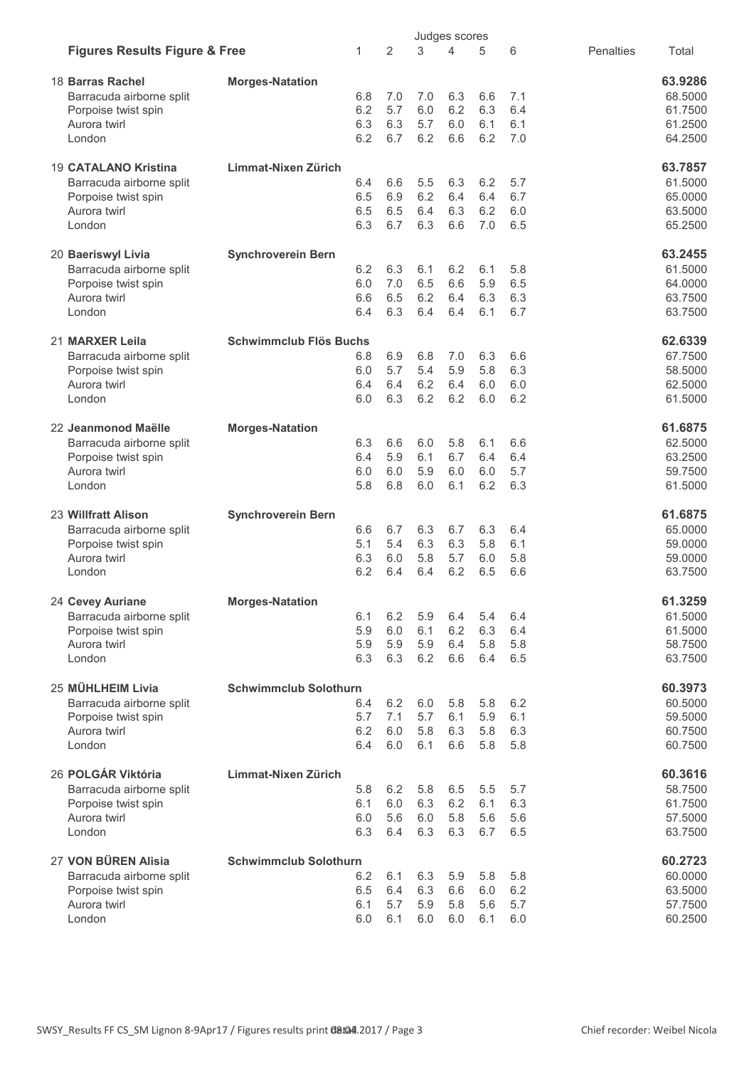| Figures Results Figure & Free | | Judges scores 1 | 2 | 3 | 4 | 5 | 6 | Penalties | Total |
|---|---|---|---|---|---|---|---|---|---|
| 18 **Barras Rachel** | **Morges-Natation** | | | | | | | | **63.9286** |
| Barracuda airborne split | | 6.8 | 7.0 | 7.0 | 6.3 | 6.6 | 7.1 | | 68.5000 |
| Porpoise twist spin | | 6.2 | 5.7 | 6.0 | 6.2 | 6.3 | 6.4 | | 61.7500 |
| Aurora twirl | | 6.3 | 6.3 | 5.7 | 6.0 | 6.1 | 6.1 | | 61.2500 |
| London | | 6.2 | 6.7 | 6.2 | 6.6 | 6.2 | 7.0 | | 64.2500 |
| 19 **CATALANO Kristina** | **Limmat-Nixen Zürich** | | | | | | | | **63.7857** |
| Barracuda airborne split | | 6.4 | 6.6 | 5.5 | 6.3 | 6.2 | 5.7 | | 61.5000 |
| Porpoise twist spin | | 6.5 | 6.9 | 6.2 | 6.4 | 6.4 | 6.7 | | 65.0000 |
| Aurora twirl | | 6.5 | 6.5 | 6.4 | 6.3 | 6.2 | 6.0 | | 63.5000 |
| London | | 6.3 | 6.7 | 6.3 | 6.6 | 7.0 | 6.5 | | 65.2500 |
| 20 **Baeriswyl Livia** | **Synchroverein Bern** | | | | | | | | **63.2455** |
| Barracuda airborne split | | 6.2 | 6.3 | 6.1 | 6.2 | 6.1 | 5.8 | | 61.5000 |
| Porpoise twist spin | | 6.0 | 7.0 | 6.5 | 6.6 | 5.9 | 6.5 | | 64.0000 |
| Aurora twirl | | 6.6 | 6.5 | 6.2 | 6.4 | 6.3 | 6.3 | | 63.7500 |
| London | | 6.4 | 6.3 | 6.4 | 6.4 | 6.1 | 6.7 | | 63.7500 |
| 21 **MARXER Leila** | **Schwimmclub Flös Buchs** | | | | | | | | **62.6339** |
| Barracuda airborne split | | 6.8 | 6.9 | 6.8 | 7.0 | 6.3 | 6.6 | | 67.7500 |
| Porpoise twist spin | | 6.0 | 5.7 | 5.4 | 5.9 | 5.8 | 6.3 | | 58.5000 |
| Aurora twirl | | 6.4 | 6.4 | 6.2 | 6.4 | 6.0 | 6.0 | | 62.5000 |
| London | | 6.0 | 6.3 | 6.2 | 6.2 | 6.0 | 6.2 | | 61.5000 |
| 22 **Jeanmonod Maëlle** | **Morges-Natation** | | | | | | | | **61.6875** |
| Barracuda airborne split | | 6.3 | 6.6 | 6.0 | 5.8 | 6.1 | 6.6 | | 62.5000 |
| Porpoise twist spin | | 6.4 | 5.9 | 6.1 | 6.7 | 6.4 | 6.4 | | 63.2500 |
| Aurora twirl | | 6.0 | 6.0 | 5.9 | 6.0 | 6.0 | 5.7 | | 59.7500 |
| London | | 5.8 | 6.8 | 6.0 | 6.1 | 6.2 | 6.3 | | 61.5000 |
| 23 **Willfratt Alison** | **Synchroverein Bern** | | | | | | | | **61.6875** |
| Barracuda airborne split | | 6.6 | 6.7 | 6.3 | 6.7 | 6.3 | 6.4 | | 65.0000 |
| Porpoise twist spin | | 5.1 | 5.4 | 6.3 | 6.3 | 5.8 | 6.1 | | 59.0000 |
| Aurora twirl | | 6.3 | 6.0 | 5.8 | 5.7 | 6.0 | 5.8 | | 59.0000 |
| London | | 6.2 | 6.4 | 6.4 | 6.2 | 6.5 | 6.6 | | 63.7500 |
| 24 **Cevey Auriane** | **Morges-Natation** | | | | | | | | **61.3259** |
| Barracuda airborne split | | 6.1 | 6.2 | 5.9 | 6.4 | 5.4 | 6.4 | | 61.5000 |
| Porpoise twist spin | | 5.9 | 6.0 | 6.1 | 6.2 | 6.3 | 6.4 | | 61.5000 |
| Aurora twirl | | 5.9 | 5.9 | 5.9 | 6.4 | 5.8 | 5.8 | | 58.7500 |
| London | | 6.3 | 6.3 | 6.2 | 6.6 | 6.4 | 6.5 | | 63.7500 |
| 25 **MÜHLHEIM Livia** | **Schwimmclub Solothurn** | | | | | | | | **60.3973** |
| Barracuda airborne split | | 6.4 | 6.2 | 6.0 | 5.8 | 5.8 | 6.2 | | 60.5000 |
| Porpoise twist spin | | 5.7 | 7.1 | 5.7 | 6.1 | 5.9 | 6.1 | | 59.5000 |
| Aurora twirl | | 6.2 | 6.0 | 5.8 | 6.3 | 5.8 | 6.3 | | 60.7500 |
| London | | 6.4 | 6.0 | 6.1 | 6.6 | 5.8 | 5.8 | | 60.7500 |
| 26 **POLGÁR Viktória** | **Limmat-Nixen Zürich** | | | | | | | | **60.3616** |
| Barracuda airborne split | | 5.8 | 6.2 | 5.8 | 6.5 | 5.5 | 5.7 | | 58.7500 |
| Porpoise twist spin | | 6.1 | 6.0 | 6.3 | 6.2 | 6.1 | 6.3 | | 61.7500 |
| Aurora twirl | | 6.0 | 5.6 | 6.0 | 5.8 | 5.6 | 5.6 | | 57.5000 |
| London | | 6.3 | 6.4 | 6.3 | 6.3 | 6.7 | 6.5 | | 63.7500 |
| 27 **VON BÜREN Alisia** | **Schwimmclub Solothurn** | | | | | | | | **60.2723** |
| Barracuda airborne split | | 6.2 | 6.1 | 6.3 | 5.9 | 5.8 | 5.8 | | 60.0000 |
| Porpoise twist spin | | 6.5 | 6.4 | 6.3 | 6.6 | 6.0 | 6.2 | | 63.5000 |
| Aurora twirl | | 6.1 | 5.7 | 5.9 | 5.8 | 5.6 | 5.7 | | 57.7500 |
| London | | 6.0 | 6.1 | 6.0 | 6.0 | 6.1 | 6.0 | | 60.2500 |

SWSY_Results FF CS_SM Lignon 8-9Apr17 / Figures results print 08.04.2017 / Page 3 Chief recorder: Weibel Nicola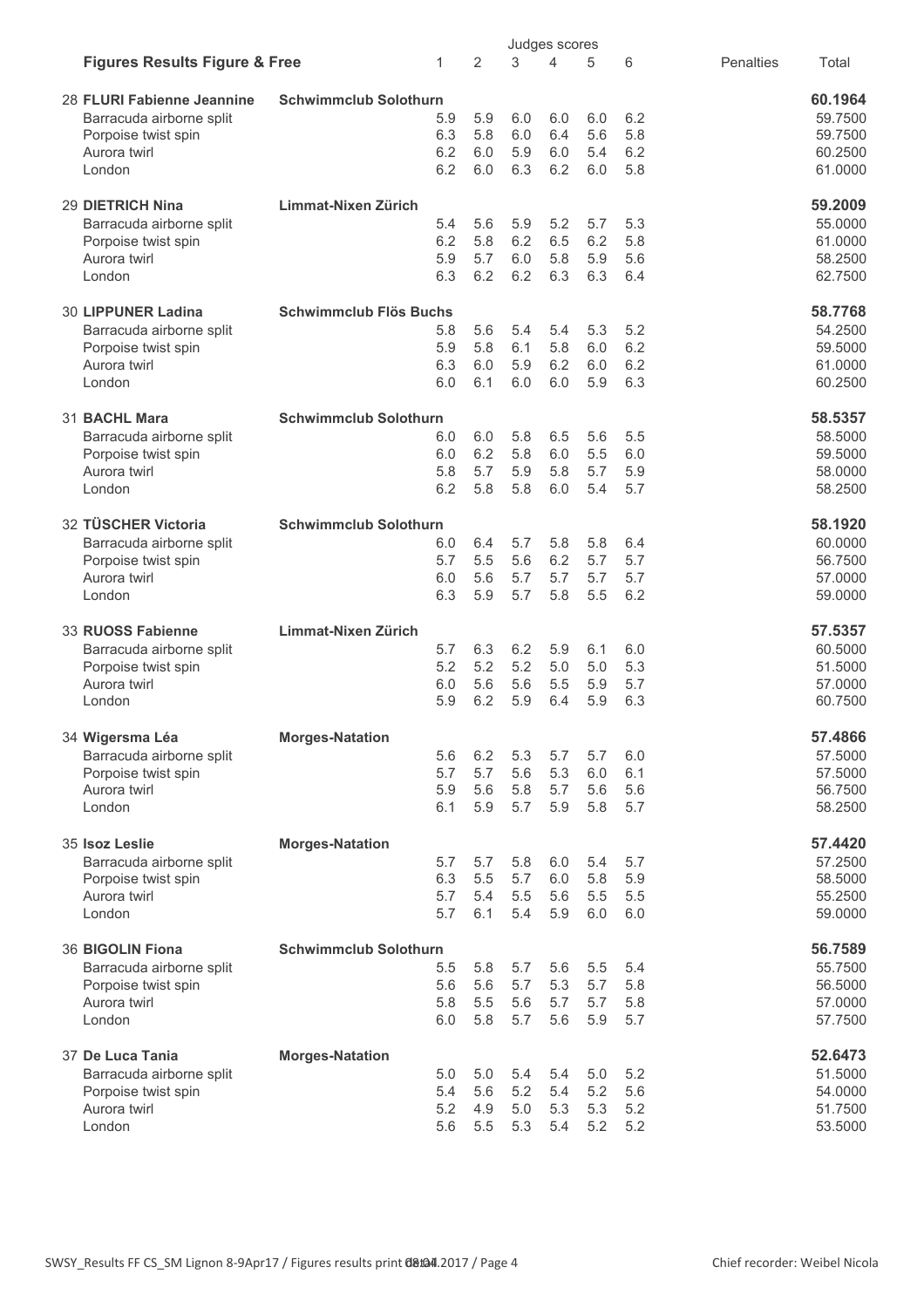| Figures Results Figure & Free | | Judges scores 1 | 2 | 3 | 4 | 5 | 6 | Penalties | Total |
|---|---|---|---|---|---|---|---|---|---|
| 28 **FLURI Fabienne Jeannine** | **Schwimmclub Solothurn** | | | | | | | | **60.1964** |
| Barracuda airborne split | | 5.9 | 5.9 | 6.0 | 6.0 | 6.0 | 6.2 | | 59.7500 |
| Porpoise twist spin | | 6.3 | 5.8 | 6.0 | 6.4 | 5.6 | 5.8 | | 59.7500 |
| Aurora twirl | | 6.2 | 6.0 | 5.9 | 6.0 | 5.4 | 6.2 | | 60.2500 |
| London | | 6.2 | 6.0 | 6.3 | 6.2 | 6.0 | 5.8 | | 61.0000 |
| 29 **DIETRICH Nina** | **Limmat-Nixen Zürich** | | | | | | | | **59.2009** |
| Barracuda airborne split | | 5.4 | 5.6 | 5.9 | 5.2 | 5.7 | 5.3 | | 55.0000 |
| Porpoise twist spin | | 6.2 | 5.8 | 6.2 | 6.5 | 6.2 | 5.8 | | 61.0000 |
| Aurora twirl | | 5.9 | 5.7 | 6.0 | 5.8 | 5.9 | 5.6 | | 58.2500 |
| London | | 6.3 | 6.2 | 6.2 | 6.3 | 6.3 | 6.4 | | 62.7500 |
| 30 **LIPPUNER Ladina** | **Schwimmclub Flös Buchs** | | | | | | | | **58.7768** |
| Barracuda airborne split | | 5.8 | 5.6 | 5.4 | 5.4 | 5.3 | 5.2 | | 54.2500 |
| Porpoise twist spin | | 5.9 | 5.8 | 6.1 | 5.8 | 6.0 | 6.2 | | 59.5000 |
| Aurora twirl | | 6.3 | 6.0 | 5.9 | 6.2 | 6.0 | 6.2 | | 61.0000 |
| London | | 6.0 | 6.1 | 6.0 | 6.0 | 5.9 | 6.3 | | 60.2500 |
| 31 **BACHL Mara** | **Schwimmclub Solothurn** | | | | | | | | **58.5357** |
| Barracuda airborne split | | 6.0 | 6.0 | 5.8 | 6.5 | 5.6 | 5.5 | | 58.5000 |
| Porpoise twist spin | | 6.0 | 6.2 | 5.8 | 6.0 | 5.5 | 6.0 | | 59.5000 |
| Aurora twirl | | 5.8 | 5.7 | 5.9 | 5.8 | 5.7 | 5.9 | | 58.0000 |
| London | | 6.2 | 5.8 | 5.8 | 6.0 | 5.4 | 5.7 | | 58.2500 |
| 32 **TÜSCHER Victoria** | **Schwimmclub Solothurn** | | | | | | | | **58.1920** |
| Barracuda airborne split | | 6.0 | 6.4 | 5.7 | 5.8 | 5.8 | 6.4 | | 60.0000 |
| Porpoise twist spin | | 5.7 | 5.5 | 5.6 | 6.2 | 5.7 | 5.7 | | 56.7500 |
| Aurora twirl | | 6.0 | 5.6 | 5.7 | 5.7 | 5.7 | 5.7 | | 57.0000 |
| London | | 6.3 | 5.9 | 5.7 | 5.8 | 5.5 | 6.2 | | 59.0000 |
| 33 **RUOSS Fabienne** | **Limmat-Nixen Zürich** | | | | | | | | **57.5357** |
| Barracuda airborne split | | 5.7 | 6.3 | 6.2 | 5.9 | 6.1 | 6.0 | | 60.5000 |
| Porpoise twist spin | | 5.2 | 5.2 | 5.2 | 5.0 | 5.0 | 5.3 | | 51.5000 |
| Aurora twirl | | 6.0 | 5.6 | 5.6 | 5.5 | 5.9 | 5.7 | | 57.0000 |
| London | | 5.9 | 6.2 | 5.9 | 6.4 | 5.9 | 6.3 | | 60.7500 |
| 34 **Wigersma Léa** | **Morges-Natation** | | | | | | | | **57.4866** |
| Barracuda airborne split | | 5.6 | 6.2 | 5.3 | 5.7 | 5.7 | 6.0 | | 57.5000 |
| Porpoise twist spin | | 5.7 | 5.7 | 5.6 | 5.3 | 6.0 | 6.1 | | 57.5000 |
| Aurora twirl | | 5.9 | 5.6 | 5.8 | 5.7 | 5.6 | 5.6 | | 56.7500 |
| London | | 6.1 | 5.9 | 5.7 | 5.9 | 5.8 | 5.7 | | 58.2500 |
| 35 **Isoz Leslie** | **Morges-Natation** | | | | | | | | **57.4420** |
| Barracuda airborne split | | 5.7 | 5.7 | 5.8 | 6.0 | 5.4 | 5.7 | | 57.2500 |
| Porpoise twist spin | | 6.3 | 5.5 | 5.7 | 6.0 | 5.8 | 5.9 | | 58.5000 |
| Aurora twirl | | 5.7 | 5.4 | 5.5 | 5.6 | 5.5 | 5.5 | | 55.2500 |
| London | | 5.7 | 6.1 | 5.4 | 5.9 | 6.0 | 6.0 | | 59.0000 |
| 36 **BIGOLIN Fiona** | **Schwimmclub Solothurn** | | | | | | | | **56.7589** |
| Barracuda airborne split | | 5.5 | 5.8 | 5.7 | 5.6 | 5.5 | 5.4 | | 55.7500 |
| Porpoise twist spin | | 5.6 | 5.6 | 5.7 | 5.3 | 5.7 | 5.8 | | 56.5000 |
| Aurora twirl | | 5.8 | 5.5 | 5.6 | 5.7 | 5.7 | 5.8 | | 57.0000 |
| London | | 6.0 | 5.8 | 5.7 | 5.6 | 5.9 | 5.7 | | 57.7500 |
| 37 **De Luca Tania** | **Morges-Natation** | | | | | | | | **52.6473** |
| Barracuda airborne split | | 5.0 | 5.0 | 5.4 | 5.4 | 5.0 | 5.2 | | 51.5000 |
| Porpoise twist spin | | 5.4 | 5.6 | 5.2 | 5.4 | 5.2 | 5.6 | | 54.0000 |
| Aurora twirl | | 5.2 | 4.9 | 5.0 | 5.3 | 5.3 | 5.2 | | 51.7500 |
| London | | 5.6 | 5.5 | 5.3 | 5.4 | 5.2 | 5.2 | | 53.5000 |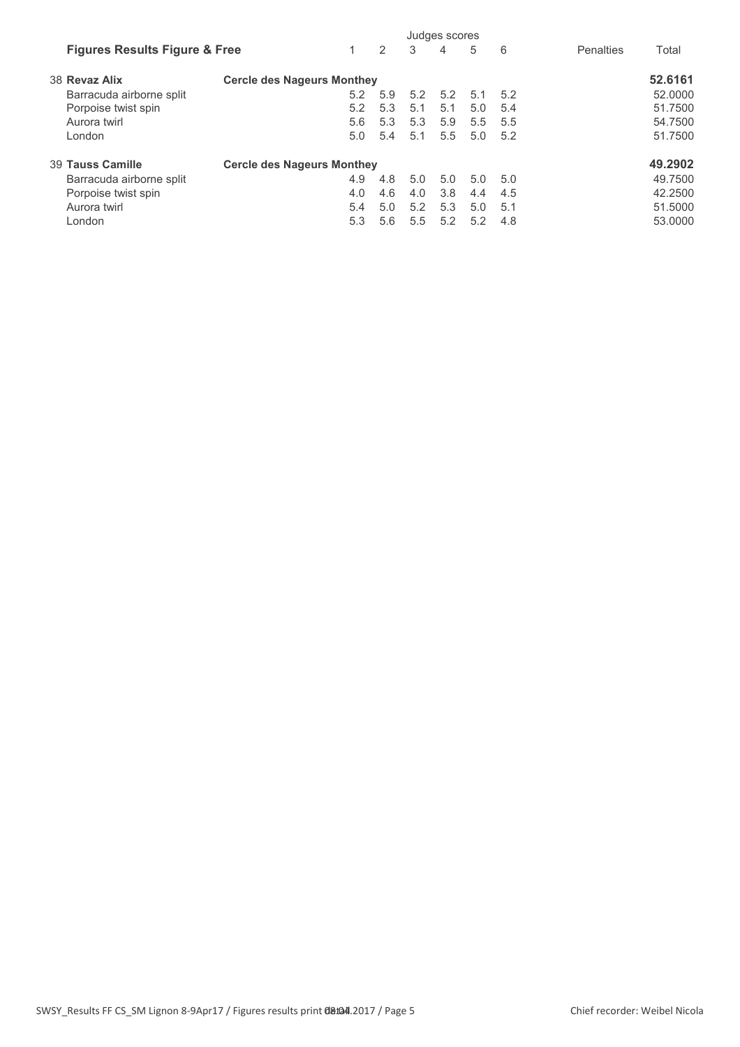| Figures Results Figure & Free | | Judges scores 1 | 2 | 3 | 4 | 5 | 6 | Penalties | Total |
|---|---|---|---|---|---|---|---|---|---|
| 38 **Revaz Alix** | **Cercle des Nageurs Monthey** | | | | | | | | **52.6161** |
| Barracuda airborne split | | 5.2 | 5.9 | 5.2 | 5.2 | 5.1 | 5.2 | | 52.0000 |
| Porpoise twist spin | | 5.2 | 5.3 | 5.1 | 5.1 | 5.0 | 5.4 | | 51.7500 |
| Aurora twirl | | 5.6 | 5.3 | 5.3 | 5.9 | 5.5 | 5.5 | | 54.7500 |
| London | | 5.0 | 5.4 | 5.1 | 5.5 | 5.0 | 5.2 | | 51.7500 |
| 39 **Tauss Camille** | **Cercle des Nageurs Monthey** | | | | | | | | **49.2902** |
| Barracuda airborne split | | 4.9 | 4.8 | 5.0 | 5.0 | 5.0 | 5.0 | | 49.7500 |
| Porpoise twist spin | | 4.0 | 4.6 | 4.0 | 3.8 | 4.4 | 4.5 | | 42.2500 |
| Aurora twirl | | 5.4 | 5.0 | 5.2 | 5.3 | 5.0 | 5.1 | | 51.5000 |
| London | | 5.3 | 5.6 | 5.5 | 5.2 | 5.2 | 4.8 | | 53.0000 |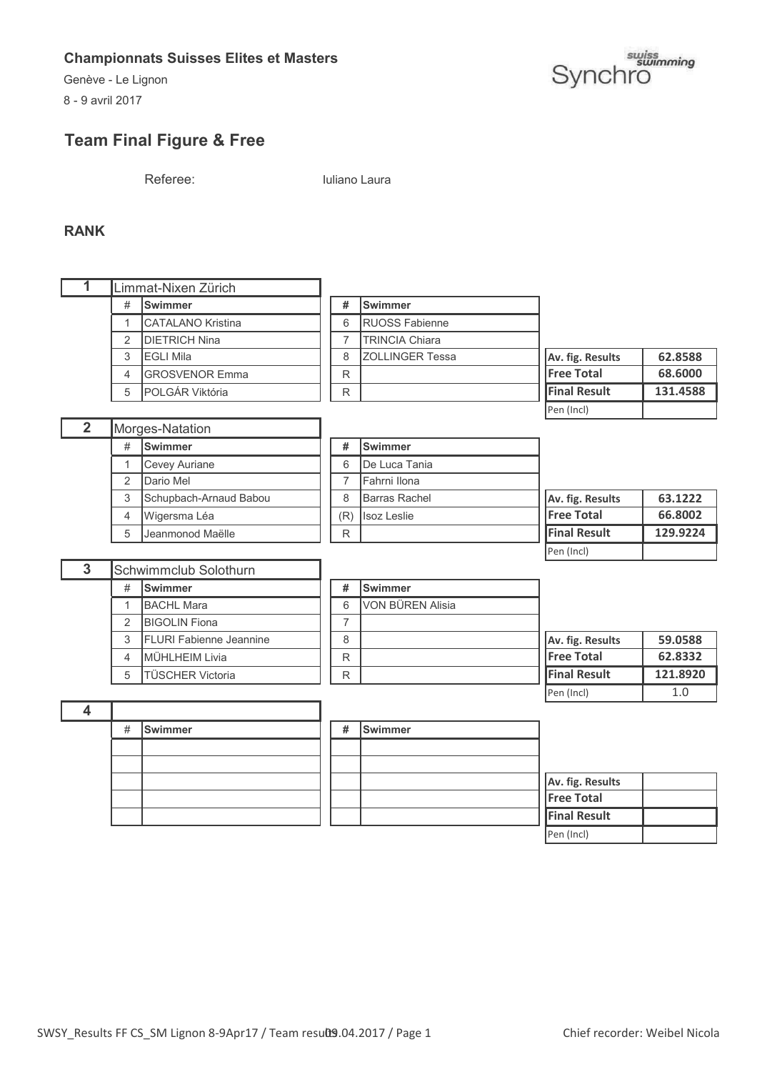**Championnats Suisses Elites et Masters**

Genève - Le Lignon

8 - 9 avril 2017

## Team Final Figure & Free

Referee: Iuliano Laura

**RANK**

**1** Limmat-Nixen Zürich

| # | Swimmer | # | Swimmer | | |
|---|---|---|---|---|---|
| 1 | CATALANO Kristina | 6 | RUOSS Fabienne | | |
| 2 | DIETRICH Nina | 7 | TRINCIA Chiara | | |
| 3 | EGLI Mila | 8 | ZOLLINGER Tessa | Av. fig. Results | 62.8588 |
| 4 | GROSVENOR Emma | R | | Free Total | 68.6000 |
| 5 | POLGÁR Viktória | R | | Final Result | 131.4588 |
| | | | | Pen (Incl) | |

**2** Morges-Natation

| # | Swimmer | # | Swimmer | | |
|---|---|---|---|---|---|
| 1 | Cevey Auriane | 6 | De Luca Tania | | |
| 2 | Dario Mel | 7 | Fahrni Ilona | | |
| 3 | Schupbach-Arnaud Babou | 8 | Barras Rachel | Av. fig. Results | 63.1222 |
| 4 | Wigersma Léa | (R) | Isoz Leslie | Free Total | 66.8002 |
| 5 | Jeanmonod Maëlle | R | | Final Result | 129.9224 |
| | | | | Pen (Incl) | |

**3** Schwimmclub Solothurn

| # | Swimmer | # | Swimmer | | |
|---|---|---|---|---|---|
| 1 | BACHL Mara | 6 | VON BÜREN Alisia | | |
| 2 | BIGOLIN Fiona | 7 | | | |
| 3 | FLURI Fabienne Jeannine | 8 | | Av. fig. Results | 59.0588 |
| 4 | MÜHLHEIM Livia | R | | Free Total | 62.8332 |
| 5 | TÜSCHER Victoria | R | | Final Result | 121.8920 |
| | | | | Pen (Incl) | 1.0 |

**4**

| # | Swimmer | # | Swimmer | | |
|---|---|---|---|---|---|
| | | | | | |
| | | | | | |
| | | | | Av. fig. Results | |
| | | | | Free Total | |
| | | | | Final Result | |
| | | | | Pen (Incl) | |

SWSY_Results FF CS_SM Lignon 8-9Apr17 / Team results 09.04.2017 / Page 1 Chief recorder: Weibel Nicola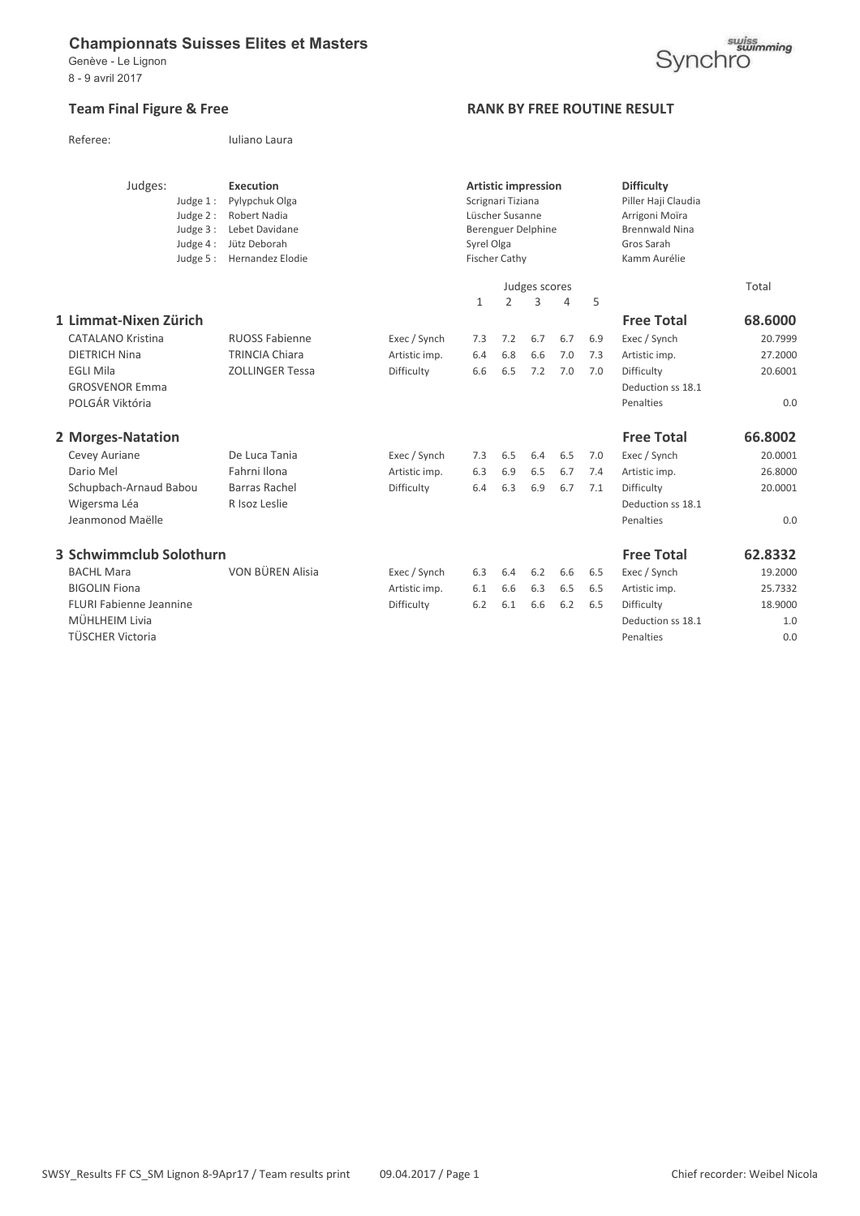## Championnats Suisses Elites et Masters

Genève - Le Lignon
8 - 9 avril 2017

### Team Final Figure & Free

**RANK BY FREE ROUTINE RESULT**

Referee: Iuliano Laura

| Judges: | Execution | Artistic impression | Difficulty |
|---|---|---|---|
| Judge 1 : | Pylypchuk Olga | Scrignari Tiziana | Piller Haji Claudia |
| Judge 2 : | Robert Nadia | Lüscher Susanne | Arrigoni Moïra |
| Judge 3 : | Lebet Davidane | Berenguer Delphine | Brennwald Nina |
| Judge 4 : | Jütz Deborah | Syrel Olga | Gros Sarah |
| Judge 5 : | Hernandez Elodie | Fischer Cathy | Kamm Aurélie |

| | | | Judges scores 1 | 2 | 3 | 4 | 5 | | Total |
|---|---|---|---|---|---|---|---|---|---|
| **1 Limmat-Nixen Zürich** | | | | | | | | **Free Total** | **68.6000** |
| CATALANO Kristina | RUOSS Fabienne | Exec / Synch | 7.3 | 7.2 | 6.7 | 6.7 | 6.9 | Exec / Synch | 20.7999 |
| DIETRICH Nina | TRINCIA Chiara | Artistic imp. | 6.4 | 6.8 | 6.6 | 7.0 | 7.3 | Artistic imp. | 27.2000 |
| EGLI Mila | ZOLLINGER Tessa | Difficulty | 6.6 | 6.5 | 7.2 | 7.0 | 7.0 | Difficulty | 20.6001 |
| GROSVENOR Emma | | | | | | | | Deduction ss 18.1 | |
| POLGÁR Viktória | | | | | | | | Penalties | 0.0 |
| **2 Morges-Natation** | | | | | | | | **Free Total** | **66.8002** |
| Cevey Auriane | De Luca Tania | Exec / Synch | 7.3 | 6.5 | 6.4 | 6.5 | 7.0 | Exec / Synch | 20.0001 |
| Dario Mel | Fahrni Ilona | Artistic imp. | 6.3 | 6.9 | 6.5 | 6.7 | 7.4 | Artistic imp. | 26.8000 |
| Schupbach-Arnaud Babou | Barras Rachel | Difficulty | 6.4 | 6.3 | 6.9 | 6.7 | 7.1 | Difficulty | 20.0001 |
| Wigersma Léa | R Isoz Leslie | | | | | | | Deduction ss 18.1 | |
| Jeanmonod Maëlle | | | | | | | | Penalties | 0.0 |
| **3 Schwimmclub Solothurn** | | | | | | | | **Free Total** | **62.8332** |
| BACHL Mara | VON BÜREN Alisia | Exec / Synch | 6.3 | 6.4 | 6.2 | 6.6 | 6.5 | Exec / Synch | 19.2000 |
| BIGOLIN Fiona | | Artistic imp. | 6.1 | 6.6 | 6.3 | 6.5 | 6.5 | Artistic imp. | 25.7332 |
| FLURI Fabienne Jeannine | | Difficulty | 6.2 | 6.1 | 6.6 | 6.2 | 6.5 | Difficulty | 18.9000 |
| MÜHLHEIM Livia | | | | | | | | Deduction ss 18.1 | 1.0 |
| TÜSCHER Victoria | | | | | | | | Penalties | 0.0 |

SWSY_Results FF CS_SM Lignon 8-9Apr17 / Team results print 09.04.2017 / Page 1 Chief recorder: Weibel Nicola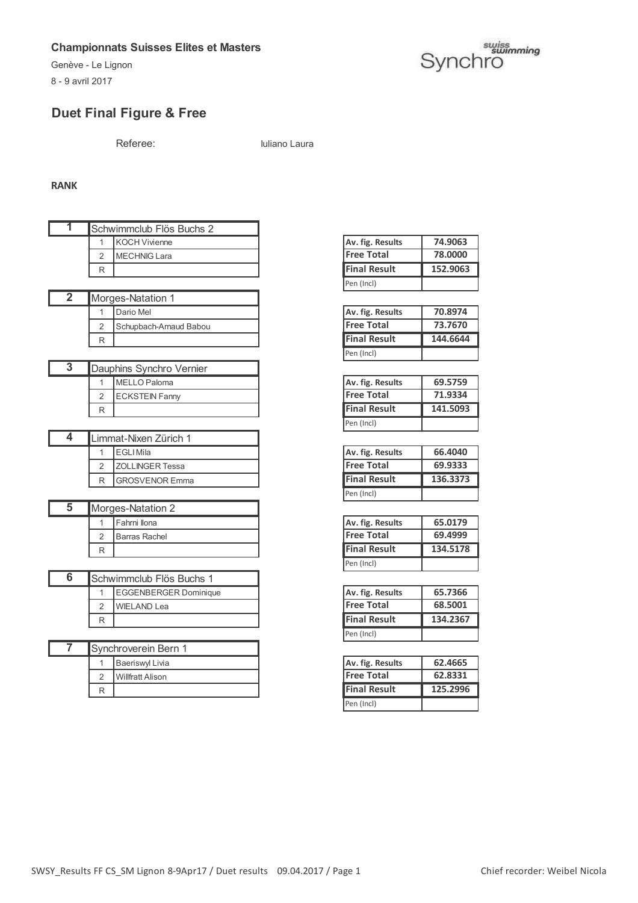**Championnats Suisses Elites et Masters**

Genève - Le Lignon

8 - 9 avril 2017

## Duet Final Figure & Free

Referee: Iuliano Laura

**RANK**

| Rank | Team | No. | Name | Av. fig. Results | Free Total | Final Result | Pen (Incl) |
|---|---|---|---|---|---|---|---|
| 1 | Schwimmclub Flös Buchs 2 | 1 | KOCH Vivienne | 74.9063 | 78.0000 | 152.9063 | |
| | | 2 | MECHNIG Lara | | | | |
| | | R | | | | | |
| 2 | Morges-Natation 1 | 1 | Dario Mel | 70.8974 | 73.7670 | 144.6644 | |
| | | 2 | Schupbach-Arnaud Babou | | | | |
| | | R | | | | | |
| 3 | Dauphins Synchro Vernier | 1 | MELLO Paloma | 69.5759 | 71.9334 | 141.5093 | |
| | | 2 | ECKSTEIN Fanny | | | | |
| | | R | | | | | |
| 4 | Limmat-Nixen Zürich 1 | 1 | EGLI Mila | 66.4040 | 69.9333 | 136.3373 | |
| | | 2 | ZOLLINGER Tessa | | | | |
| | | R | GROSVENOR Emma | | | | |
| 5 | Morges-Natation 2 | 1 | Fahrni Ilona | 65.0179 | 69.4999 | 134.5178 | |
| | | 2 | Barras Rachel | | | | |
| | | R | | | | | |
| 6 | Schwimmclub Flös Buchs 1 | 1 | EGGENBERGER Dominique | 65.7366 | 68.5001 | 134.2367 | |
| | | 2 | WIELAND Lea | | | | |
| | | R | | | | | |
| 7 | Synchroverein Bern 1 | 1 | Baeriswyl Livia | 62.4665 | 62.8331 | 125.2996 | |
| | | 2 | Willfratt Alison | | | | |
| | | R | | | | | |

Chief recorder: Weibel Nicola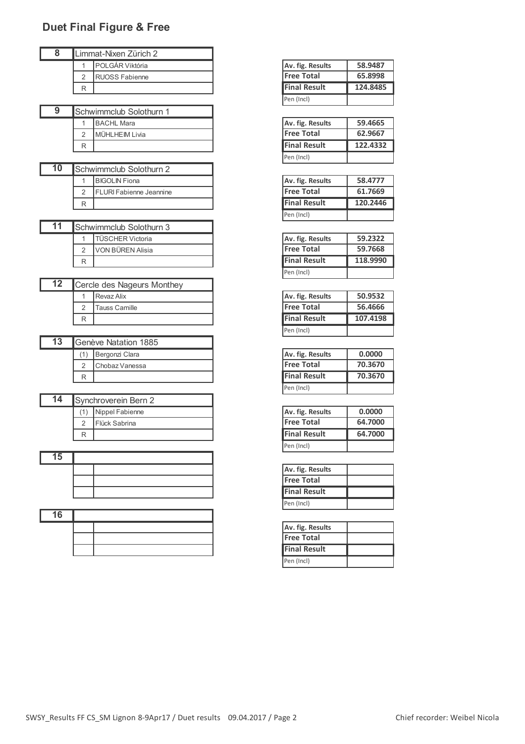## Duet Final Figure & Free

| 8 | Limmat-Nixen Zürich 2 | | |
|---|---|---|---|
| 1 | POLGÁR Viktória | Av. fig. Results | 58.9487 |
| 2 | RUOSS Fabienne | Free Total | 65.8998 |
| R | | Final Result | 124.8485 |
| | | Pen (Incl) | |

| 9 | Schwimmclub Solothurn 1 | | |
|---|---|---|---|
| 1 | BACHL Mara | Av. fig. Results | 59.4665 |
| 2 | MÜHLHEIM Livia | Free Total | 62.9667 |
| R | | Final Result | 122.4332 |
| | | Pen (Incl) | |

| 10 | Schwimmclub Solothurn 2 | | |
|---|---|---|---|
| 1 | BIGOLIN Fiona | Av. fig. Results | 58.4777 |
| 2 | FLURI Fabienne Jeannine | Free Total | 61.7669 |
| R | | Final Result | 120.2446 |
| | | Pen (Incl) | |

| 11 | Schwimmclub Solothurn 3 | | |
|---|---|---|---|
| 1 | TÜSCHER Victoria | Av. fig. Results | 59.2322 |
| 2 | VON BÜREN Alisia | Free Total | 59.7668 |
| R | | Final Result | 118.9990 |
| | | Pen (Incl) | |

| 12 | Cercle des Nageurs Monthey | | |
|---|---|---|---|
| 1 | Revaz Alix | Av. fig. Results | 50.9532 |
| 2 | Tauss Camille | Free Total | 56.4666 |
| R | | Final Result | 107.4198 |
| | | Pen (Incl) | |

| 13 | Genève Natation 1885 | | |
|---|---|---|---|
| (1) | Bergonzi Clara | Av. fig. Results | 0.0000 |
| 2 | Chobaz Vanessa | Free Total | 70.3670 |
| R | | Final Result | 70.3670 |
| | | Pen (Incl) | |

| 14 | Synchroverein Bern 2 | | |
|---|---|---|---|
| (1) | Nippel Fabienne | Av. fig. Results | 0.0000 |
| 2 | Flück Sabrina | Free Total | 64.7000 |
| R | | Final Result | 64.7000 |
| | | Pen (Incl) | |

| 15 | | | |
|---|---|---|---|
| | | Av. fig. Results | |
| | | Free Total | |
| | | Final Result | |
| | | Pen (Incl) | |

| 16 | | | |
|---|---|---|---|
| | | Av. fig. Results | |
| | | Free Total | |
| | | Final Result | |
| | | Pen (Incl) | |

SWSY_Results FF CS_SM Lignon 8-9Apr17 / Duet results 09.04.2017 / Page 2 Chief recorder: Weibel Nicola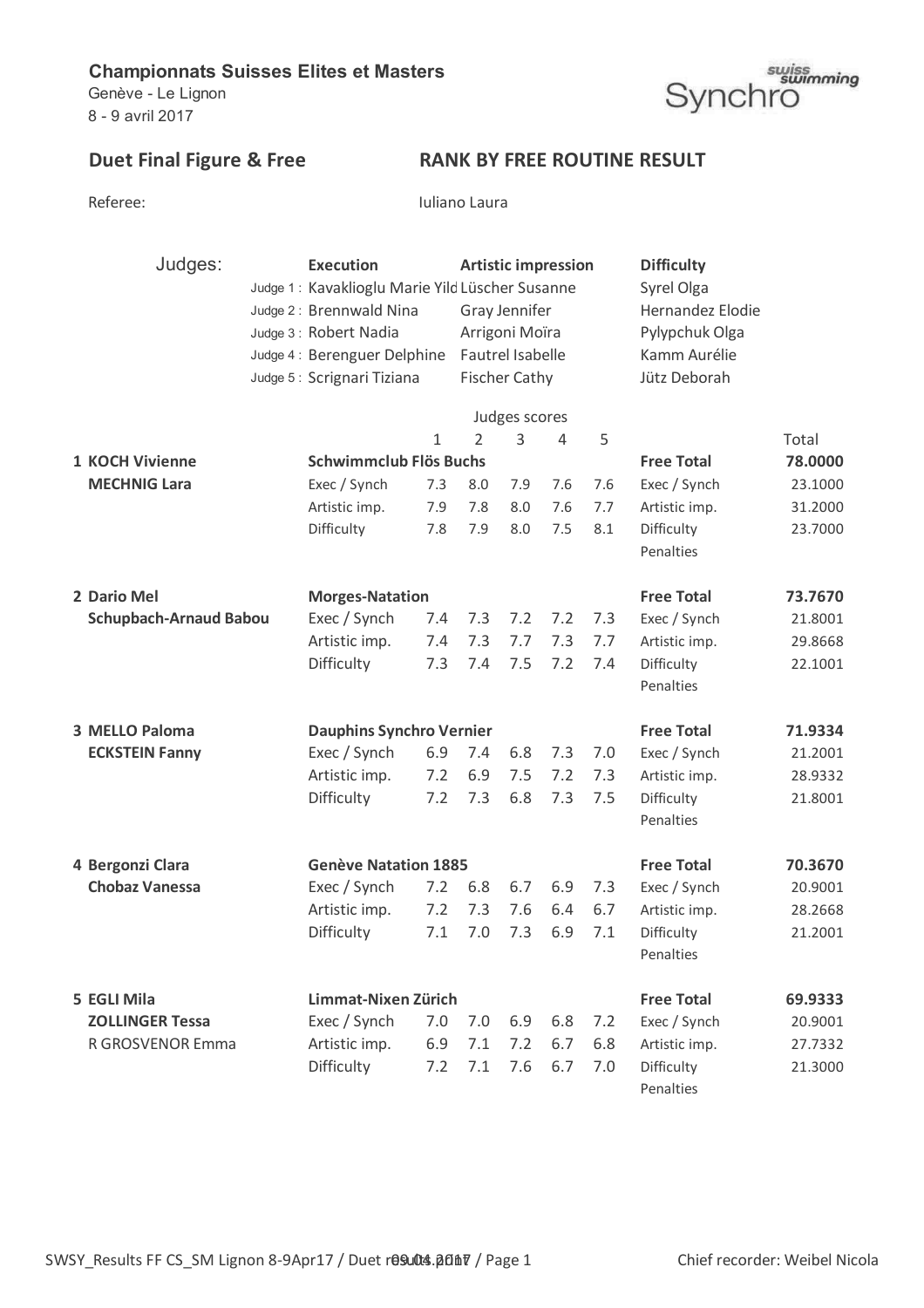**Championnats Suisses Elites et Masters**
Genève - Le Lignon
8 - 9 avril 2017

swiss swimming Synchro

## Duet Final Figure & Free

## RANK BY FREE ROUTINE RESULT

Referee: Iuliano Laura

| Judges: | Execution | Artistic impression | Difficulty |
|---|---|---|---|
| Judge 1 : | Kavaklioglu Marie Yild | Lüscher Susanne | Syrel Olga |
| Judge 2 : | Brennwald Nina | Gray Jennifer | Hernandez Elodie |
| Judge 3 : | Robert Nadia | Arrigoni Moïra | Pylypchuk Olga |
| Judge 4 : | Berenguer Delphine | Fautrel Isabelle | Kamm Aurélie |
| Judge 5 : | Scrignari Tiziana | Fischer Cathy | Jütz Deborah |

| Rank / Name | Club / Element | 1 | 2 | 3 | 4 | 5 | | Total |
|---|---|---|---|---|---|---|---|---|
| **1 KOCH Vivienne** | **Schwimmclub Flös Buchs** | | | | | | **Free Total** | **78.0000** |
| **MECHNIG Lara** | Exec / Synch | 7.3 | 8.0 | 7.9 | 7.6 | 7.6 | Exec / Synch | 23.1000 |
| | Artistic imp. | 7.9 | 7.8 | 8.0 | 7.6 | 7.7 | Artistic imp. | 31.2000 |
| | Difficulty | 7.8 | 7.9 | 8.0 | 7.5 | 8.1 | Difficulty | 23.7000 |
| | | | | | | | Penalties | |
| **2 Dario Mel** | **Morges-Natation** | | | | | | **Free Total** | **73.7670** |
| **Schupbach-Arnaud Babou** | Exec / Synch | 7.4 | 7.3 | 7.2 | 7.2 | 7.3 | Exec / Synch | 21.8001 |
| | Artistic imp. | 7.4 | 7.3 | 7.7 | 7.3 | 7.7 | Artistic imp. | 29.8668 |
| | Difficulty | 7.3 | 7.4 | 7.5 | 7.2 | 7.4 | Difficulty | 22.1001 |
| | | | | | | | Penalties | |
| **3 MELLO Paloma** | **Dauphins Synchro Vernier** | | | | | | **Free Total** | **71.9334** |
| **ECKSTEIN Fanny** | Exec / Synch | 6.9 | 7.4 | 6.8 | 7.3 | 7.0 | Exec / Synch | 21.2001 |
| | Artistic imp. | 7.2 | 6.9 | 7.5 | 7.2 | 7.3 | Artistic imp. | 28.9332 |
| | Difficulty | 7.2 | 7.3 | 6.8 | 7.3 | 7.5 | Difficulty | 21.8001 |
| | | | | | | | Penalties | |
| **4 Bergonzi Clara** | **Genève Natation 1885** | | | | | | **Free Total** | **70.3670** |
| **Chobaz Vanessa** | Exec / Synch | 7.2 | 6.8 | 6.7 | 6.9 | 7.3 | Exec / Synch | 20.9001 |
| | Artistic imp. | 7.2 | 7.3 | 7.6 | 6.4 | 6.7 | Artistic imp. | 28.2668 |
| | Difficulty | 7.1 | 7.0 | 7.3 | 6.9 | 7.1 | Difficulty | 21.2001 |
| | | | | | | | Penalties | |
| **5 EGLI Mila** | **Limmat-Nixen Zürich** | | | | | | **Free Total** | **69.9333** |
| **ZOLLINGER Tessa** | Exec / Synch | 7.0 | 7.0 | 6.9 | 6.8 | 7.2 | Exec / Synch | 20.9001 |
| R GROSVENOR Emma | Artistic imp. | 6.9 | 7.1 | 7.2 | 6.7 | 6.8 | Artistic imp. | 27.7332 |
| | Difficulty | 7.2 | 7.1 | 7.6 | 6.7 | 7.0 | Difficulty | 21.3000 |
| | | | | | | | Penalties | |

Chief recorder: Weibel Nicola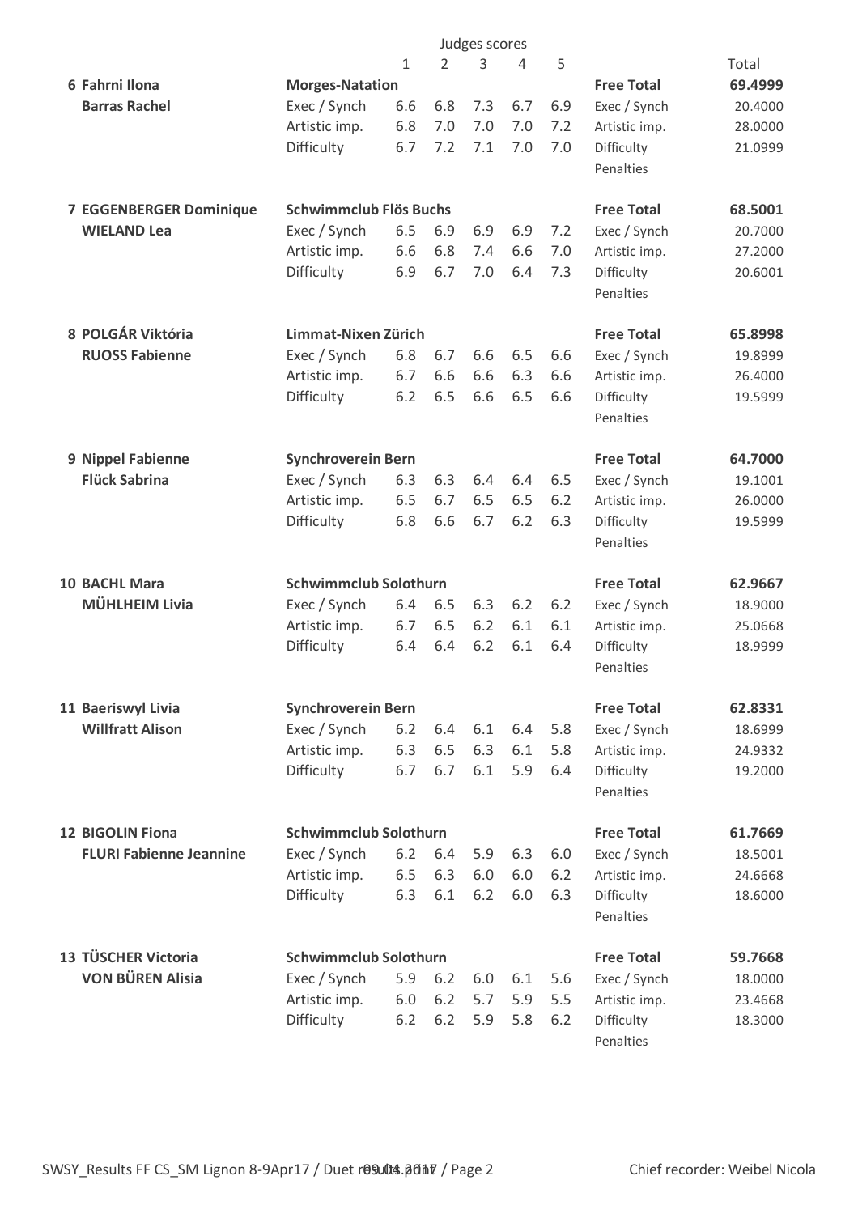| | | Judges scores | | | | | | |
|---|---|---|---|---|---|---|---|---|
| | | 1 | 2 | 3 | 4 | 5 | | Total |
| **6 Fahrni Ilona** | **Morges-Natation** | | | | | | **Free Total** | **69.4999** |
| **Barras Rachel** | Exec / Synch | 6.6 | 6.8 | 7.3 | 6.7 | 6.9 | Exec / Synch | 20.4000 |
| | Artistic imp. | 6.8 | 7.0 | 7.0 | 7.0 | 7.2 | Artistic imp. | 28.0000 |
| | Difficulty | 6.7 | 7.2 | 7.1 | 7.0 | 7.0 | Difficulty | 21.0999 |
| | | | | | | | Penalties | |
| **7 EGGENBERGER Dominique** | **Schwimmclub Flös Buchs** | | | | | | **Free Total** | **68.5001** |
| **WIELAND Lea** | Exec / Synch | 6.5 | 6.9 | 6.9 | 6.9 | 7.2 | Exec / Synch | 20.7000 |
| | Artistic imp. | 6.6 | 6.8 | 7.4 | 6.6 | 7.0 | Artistic imp. | 27.2000 |
| | Difficulty | 6.9 | 6.7 | 7.0 | 6.4 | 7.3 | Difficulty | 20.6001 |
| | | | | | | | Penalties | |
| **8 POLGÁR Viktória** | **Limmat-Nixen Zürich** | | | | | | **Free Total** | **65.8998** |
| **RUOSS Fabienne** | Exec / Synch | 6.8 | 6.7 | 6.6 | 6.5 | 6.6 | Exec / Synch | 19.8999 |
| | Artistic imp. | 6.7 | 6.6 | 6.6 | 6.3 | 6.6 | Artistic imp. | 26.4000 |
| | Difficulty | 6.2 | 6.5 | 6.6 | 6.5 | 6.6 | Difficulty | 19.5999 |
| | | | | | | | Penalties | |
| **9 Nippel Fabienne** | **Synchroverein Bern** | | | | | | **Free Total** | **64.7000** |
| **Flück Sabrina** | Exec / Synch | 6.3 | 6.3 | 6.4 | 6.4 | 6.5 | Exec / Synch | 19.1001 |
| | Artistic imp. | 6.5 | 6.7 | 6.5 | 6.5 | 6.2 | Artistic imp. | 26.0000 |
| | Difficulty | 6.8 | 6.6 | 6.7 | 6.2 | 6.3 | Difficulty | 19.5999 |
| | | | | | | | Penalties | |
| **10 BACHL Mara** | **Schwimmclub Solothurn** | | | | | | **Free Total** | **62.9667** |
| **MÜHLHEIM Livia** | Exec / Synch | 6.4 | 6.5 | 6.3 | 6.2 | 6.2 | Exec / Synch | 18.9000 |
| | Artistic imp. | 6.7 | 6.5 | 6.2 | 6.1 | 6.1 | Artistic imp. | 25.0668 |
| | Difficulty | 6.4 | 6.4 | 6.2 | 6.1 | 6.4 | Difficulty | 18.9999 |
| | | | | | | | Penalties | |
| **11 Baeriswyl Livia** | **Synchroverein Bern** | | | | | | **Free Total** | **62.8331** |
| **Willfratt Alison** | Exec / Synch | 6.2 | 6.4 | 6.1 | 6.4 | 5.8 | Exec / Synch | 18.6999 |
| | Artistic imp. | 6.3 | 6.5 | 6.3 | 6.1 | 5.8 | Artistic imp. | 24.9332 |
| | Difficulty | 6.7 | 6.7 | 6.1 | 5.9 | 6.4 | Difficulty | 19.2000 |
| | | | | | | | Penalties | |
| **12 BIGOLIN Fiona** | **Schwimmclub Solothurn** | | | | | | **Free Total** | **61.7669** |
| **FLURI Fabienne Jeannine** | Exec / Synch | 6.2 | 6.4 | 5.9 | 6.3 | 6.0 | Exec / Synch | 18.5001 |
| | Artistic imp. | 6.5 | 6.3 | 6.0 | 6.0 | 6.2 | Artistic imp. | 24.6668 |
| | Difficulty | 6.3 | 6.1 | 6.2 | 6.0 | 6.3 | Difficulty | 18.6000 |
| | | | | | | | Penalties | |
| **13 TÜSCHER Victoria** | **Schwimmclub Solothurn** | | | | | | **Free Total** | **59.7668** |
| **VON BÜREN Alisia** | Exec / Synch | 5.9 | 6.2 | 6.0 | 6.1 | 5.6 | Exec / Synch | 18.0000 |
| | Artistic imp. | 6.0 | 6.2 | 5.7 | 5.9 | 5.5 | Artistic imp. | 23.4668 |
| | Difficulty | 6.2 | 6.2 | 5.9 | 5.8 | 6.2 | Difficulty | 18.3000 |
| | | | | | | | Penalties | |

SWSY_Results FF CS_SM Lignon 8-9Apr17 / Duet results 09.04.2017 / Page 2 — Chief recorder: Weibel Nicola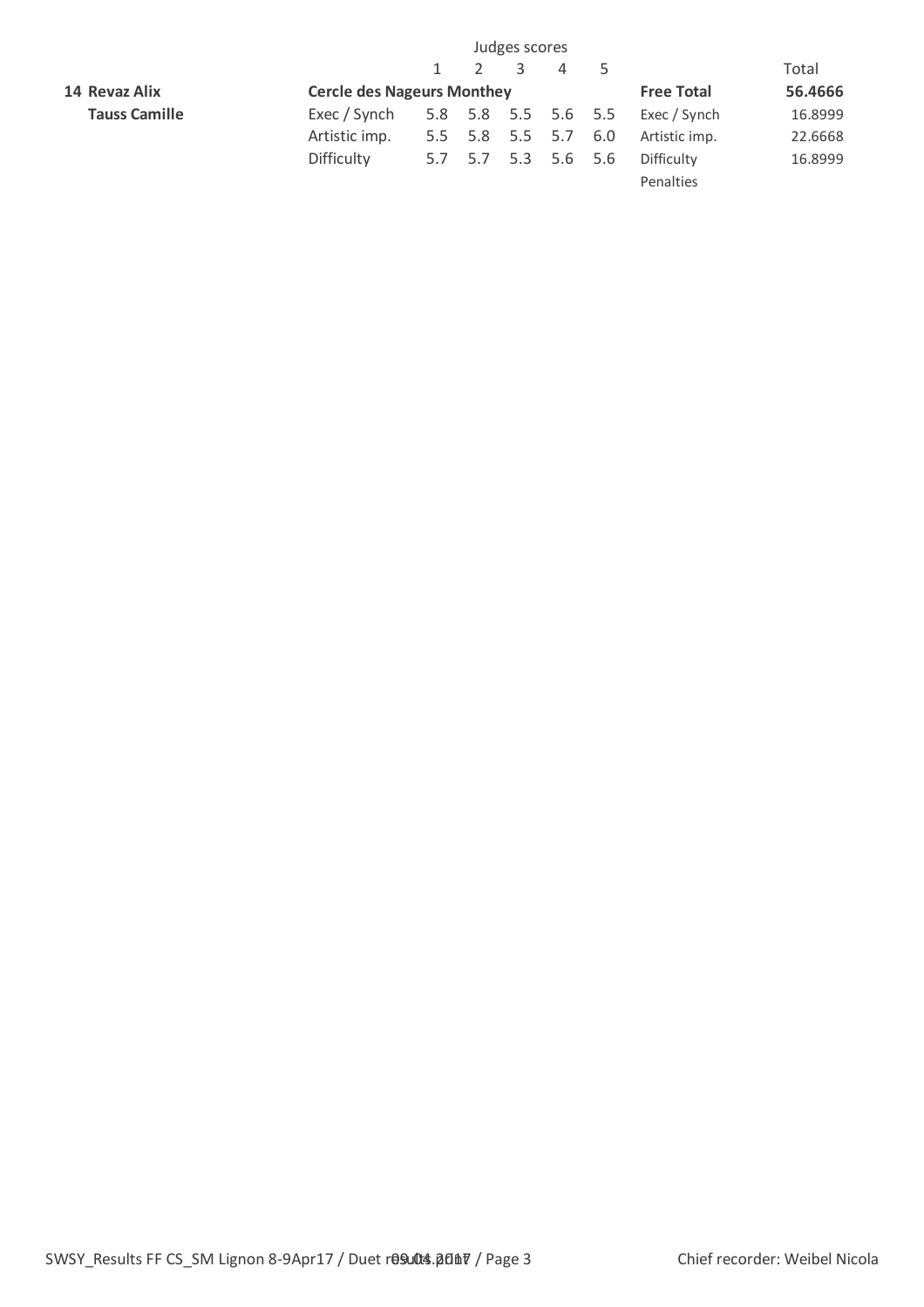| | | Judges scores | | | | | | |
|---|---|---|---|---|---|---|---|---|
| | | 1 | 2 | 3 | 4 | 5 | | Total |
| **14 Revaz Alix** | **Cercle des Nageurs Monthey** | | | | | | **Free Total** | **56.4666** |
| **Tauss Camille** | Exec / Synch | 5.8 | 5.8 | 5.5 | 5.6 | 5.5 | Exec / Synch | 16.8999 |
| | Artistic imp. | 5.5 | 5.8 | 5.5 | 5.7 | 6.0 | Artistic imp. | 22.6668 |
| | Difficulty | 5.7 | 5.7 | 5.3 | 5.6 | 5.6 | Difficulty | 16.8999 |
| | | | | | | | Penalties | |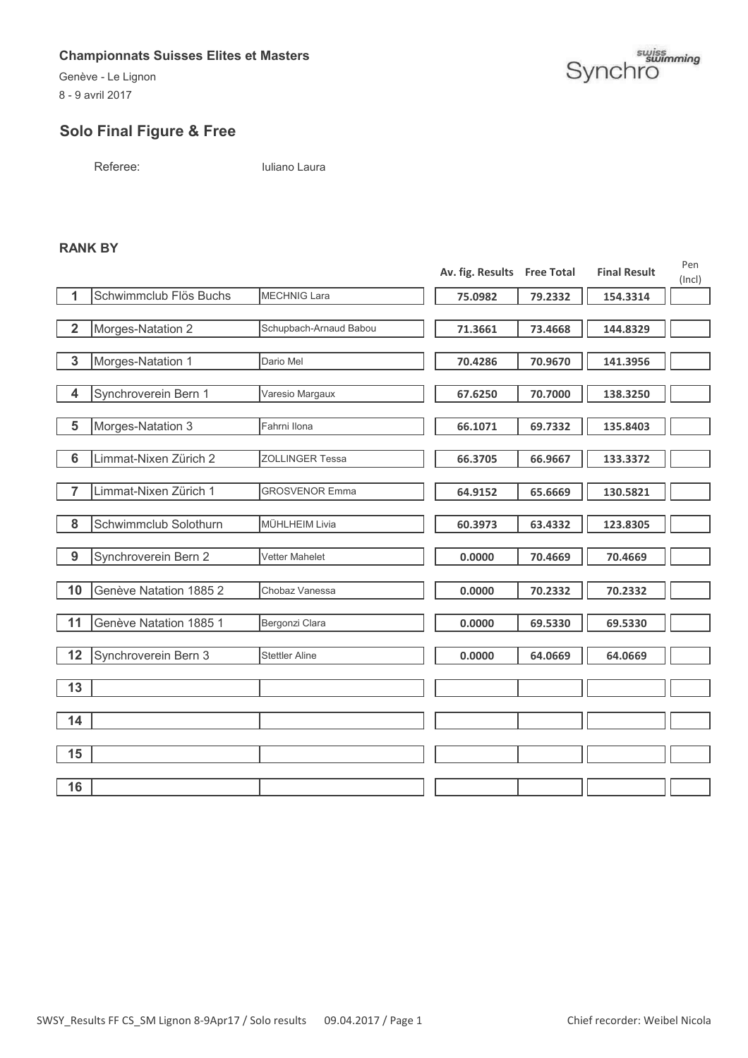**Championnats Suisses Elites et Masters**

Genève - Le Lignon

8 - 9 avril 2017

Synchro

## Solo Final Figure & Free

Referee: Iuliano Laura

### RANK BY

| Rank | Club | Name | Av. fig. Results | Free Total | Final Result | Pen (Incl) |
|---|---|---|---|---|---|---|
| 1 | Schwimmclub Flös Buchs | MECHNIG Lara | 75.0982 | 79.2332 | 154.3314 | |
| 2 | Morges-Natation 2 | Schupbach-Arnaud Babou | 71.3661 | 73.4668 | 144.8329 | |
| 3 | Morges-Natation 1 | Dario Mel | 70.4286 | 70.9670 | 141.3956 | |
| 4 | Synchroverein Bern 1 | Varesio Margaux | 67.6250 | 70.7000 | 138.3250 | |
| 5 | Morges-Natation 3 | Fahrni Ilona | 66.1071 | 69.7332 | 135.8403 | |
| 6 | Limmat-Nixen Zürich 2 | ZOLLINGER Tessa | 66.3705 | 66.9667 | 133.3372 | |
| 7 | Limmat-Nixen Zürich 1 | GROSVENOR Emma | 64.9152 | 65.6669 | 130.5821 | |
| 8 | Schwimmclub Solothurn | MÜHLHEIM Livia | 60.3973 | 63.4332 | 123.8305 | |
| 9 | Synchroverein Bern 2 | Vetter Mahelet | 0.0000 | 70.4669 | 70.4669 | |
| 10 | Genève Natation 1885 2 | Chobaz Vanessa | 0.0000 | 70.2332 | 70.2332 | |
| 11 | Genève Natation 1885 1 | Bergonzi Clara | 0.0000 | 69.5330 | 69.5330 | |
| 12 | Synchroverein Bern 3 | Stettler Aline | 0.0000 | 64.0669 | 64.0669 | |
| 13 | | | | | | |
| 14 | | | | | | |
| 15 | | | | | | |
| 16 | | | | | | |

SWSY_Results FF CS_SM Lignon 8-9Apr17 / Solo results 09.04.2017 / Page 1 Chief recorder: Weibel Nicola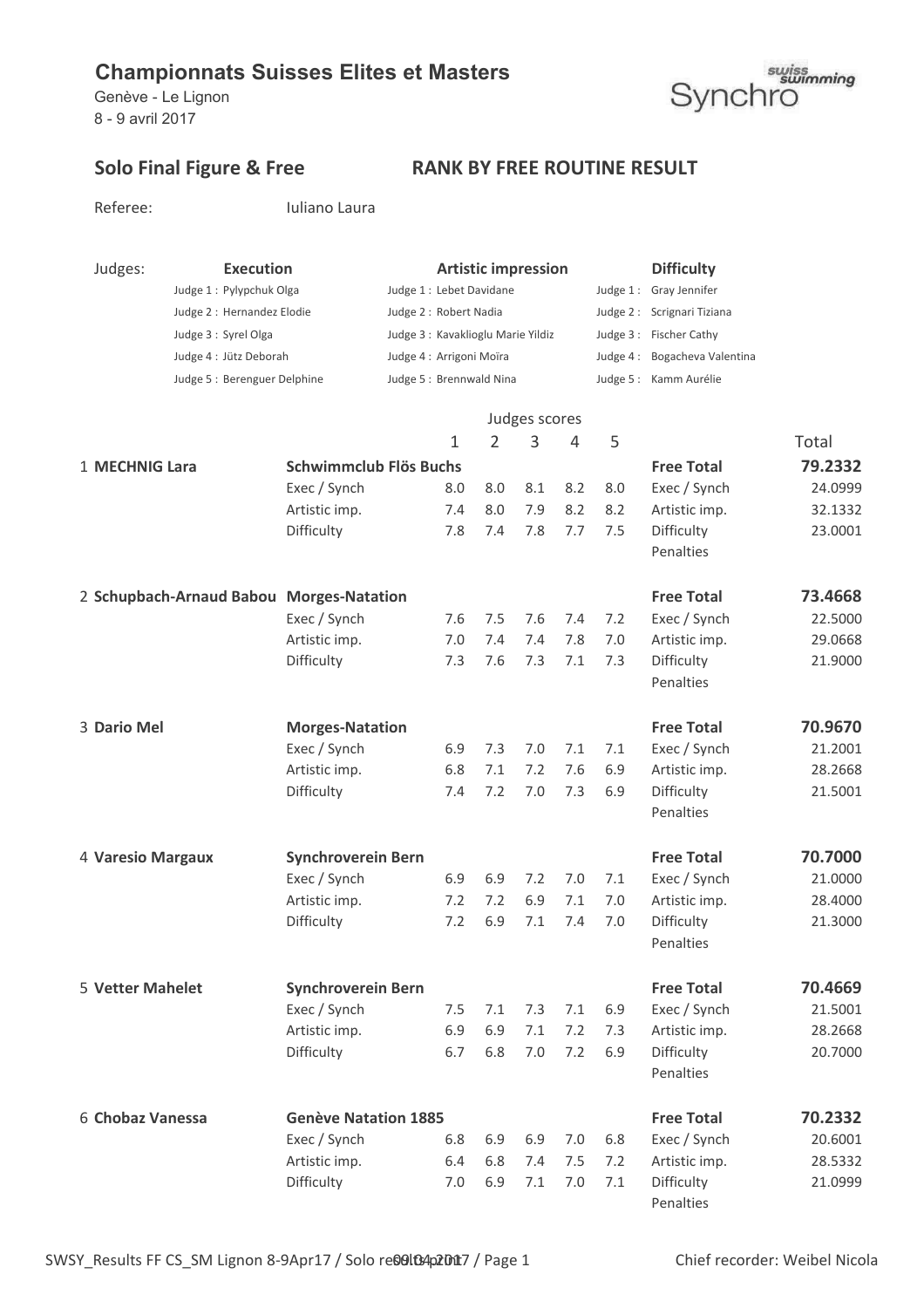# Championnats Suisses Elites et Masters

Genève - Le Lignon
8 - 9 avril 2017

Synchro swiss swimming

## Solo Final Figure & Free — RANK BY FREE ROUTINE RESULT

Referee: Iuliano Laura

| Judges: | Execution | Artistic impression | Difficulty |
|---|---|---|---|
| Judge 1 | Pylypchuk Olga | Lebet Davidane | Gray Jennifer |
| Judge 2 | Hernandez Elodie | Robert Nadia | Scrignari Tiziana |
| Judge 3 | Syrel Olga | Kavaklioglu Marie Yildiz | Fischer Cathy |
| Judge 4 | Jütz Deborah | Arrigoni Moïra | Bogacheva Valentina |
| Judge 5 | Berenguer Delphine | Brennwald Nina | Kamm Aurélie |

| | | | Judges scores | | | | | | Total |
|---|---|---|---|---|---|---|---|---|---|
| | | | 1 | 2 | 3 | 4 | 5 | | |
| 1 | **MECHNIG Lara** | **Schwimmclub Flös Buchs** | | | | | | **Free Total** | **79.2332** |
| | | Exec / Synch | 8.0 | 8.0 | 8.1 | 8.2 | 8.0 | Exec / Synch | 24.0999 |
| | | Artistic imp. | 7.4 | 8.0 | 7.9 | 8.2 | 8.2 | Artistic imp. | 32.1332 |
| | | Difficulty | 7.8 | 7.4 | 7.8 | 7.7 | 7.5 | Difficulty | 23.0001 |
| | | | | | | | | Penalties | |
| 2 | **Schupbach-Arnaud Babou** | **Morges-Natation** | | | | | | **Free Total** | **73.4668** |
| | | Exec / Synch | 7.6 | 7.5 | 7.6 | 7.4 | 7.2 | Exec / Synch | 22.5000 |
| | | Artistic imp. | 7.0 | 7.4 | 7.4 | 7.8 | 7.0 | Artistic imp. | 29.0668 |
| | | Difficulty | 7.3 | 7.6 | 7.3 | 7.1 | 7.3 | Difficulty | 21.9000 |
| | | | | | | | | Penalties | |
| 3 | **Dario Mel** | **Morges-Natation** | | | | | | **Free Total** | **70.9670** |
| | | Exec / Synch | 6.9 | 7.3 | 7.0 | 7.1 | 7.1 | Exec / Synch | 21.2001 |
| | | Artistic imp. | 6.8 | 7.1 | 7.2 | 7.6 | 6.9 | Artistic imp. | 28.2668 |
| | | Difficulty | 7.4 | 7.2 | 7.0 | 7.3 | 6.9 | Difficulty | 21.5001 |
| | | | | | | | | Penalties | |
| 4 | **Varesio Margaux** | **Synchroverein Bern** | | | | | | **Free Total** | **70.7000** |
| | | Exec / Synch | 6.9 | 6.9 | 7.2 | 7.0 | 7.1 | Exec / Synch | 21.0000 |
| | | Artistic imp. | 7.2 | 7.2 | 6.9 | 7.1 | 7.0 | Artistic imp. | 28.4000 |
| | | Difficulty | 7.2 | 6.9 | 7.1 | 7.4 | 7.0 | Difficulty | 21.3000 |
| | | | | | | | | Penalties | |
| 5 | **Vetter Mahelet** | **Synchroverein Bern** | | | | | | **Free Total** | **70.4669** |
| | | Exec / Synch | 7.5 | 7.1 | 7.3 | 7.1 | 6.9 | Exec / Synch | 21.5001 |
| | | Artistic imp. | 6.9 | 6.9 | 7.1 | 7.2 | 7.3 | Artistic imp. | 28.2668 |
| | | Difficulty | 6.7 | 6.8 | 7.0 | 7.2 | 6.9 | Difficulty | 20.7000 |
| | | | | | | | | Penalties | |
| 6 | **Chobaz Vanessa** | **Genève Natation 1885** | | | | | | **Free Total** | **70.2332** |
| | | Exec / Synch | 6.8 | 6.9 | 6.9 | 7.0 | 6.8 | Exec / Synch | 20.6001 |
| | | Artistic imp. | 6.4 | 6.8 | 7.4 | 7.5 | 7.2 | Artistic imp. | 28.5332 |
| | | Difficulty | 7.0 | 6.9 | 7.1 | 7.0 | 7.1 | Difficulty | 21.0999 |
| | | | | | | | | Penalties | |

Chief recorder: Weibel Nicola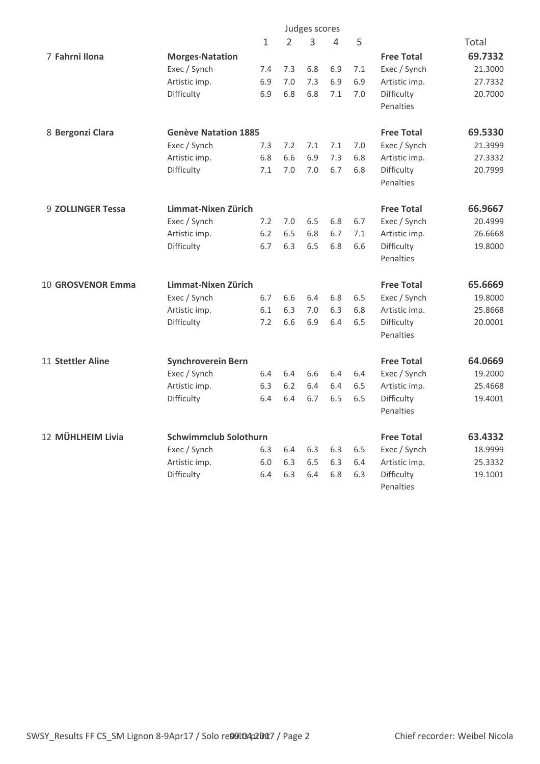| | | Judges scores | | | | | | |
|---|---|---|---|---|---|---|---|---|
| | | 1 | 2 | 3 | 4 | 5 | | Total |
| 7 **Fahrni Ilona** | **Morges-Natation** | | | | | | **Free Total** | **69.7332** |
| | Exec / Synch | 7.4 | 7.3 | 6.8 | 6.9 | 7.1 | Exec / Synch | 21.3000 |
| | Artistic imp. | 6.9 | 7.0 | 7.3 | 6.9 | 6.9 | Artistic imp. | 27.7332 |
| | Difficulty | 6.9 | 6.8 | 6.8 | 7.1 | 7.0 | Difficulty | 20.7000 |
| | | | | | | | Penalties | |
| 8 **Bergonzi Clara** | **Genève Natation 1885** | | | | | | **Free Total** | **69.5330** |
| | Exec / Synch | 7.3 | 7.2 | 7.1 | 7.1 | 7.0 | Exec / Synch | 21.3999 |
| | Artistic imp. | 6.8 | 6.6 | 6.9 | 7.3 | 6.8 | Artistic imp. | 27.3332 |
| | Difficulty | 7.1 | 7.0 | 7.0 | 6.7 | 6.8 | Difficulty | 20.7999 |
| | | | | | | | Penalties | |
| 9 **ZOLLINGER Tessa** | **Limmat-Nixen Zürich** | | | | | | **Free Total** | **66.9667** |
| | Exec / Synch | 7.2 | 7.0 | 6.5 | 6.8 | 6.7 | Exec / Synch | 20.4999 |
| | Artistic imp. | 6.2 | 6.5 | 6.8 | 6.7 | 7.1 | Artistic imp. | 26.6668 |
| | Difficulty | 6.7 | 6.3 | 6.5 | 6.8 | 6.6 | Difficulty | 19.8000 |
| | | | | | | | Penalties | |
| 10 **GROSVENOR Emma** | **Limmat-Nixen Zürich** | | | | | | **Free Total** | **65.6669** |
| | Exec / Synch | 6.7 | 6.6 | 6.4 | 6.8 | 6.5 | Exec / Synch | 19.8000 |
| | Artistic imp. | 6.1 | 6.3 | 7.0 | 6.3 | 6.8 | Artistic imp. | 25.8668 |
| | Difficulty | 7.2 | 6.6 | 6.9 | 6.4 | 6.5 | Difficulty | 20.0001 |
| | | | | | | | Penalties | |
| 11 **Stettler Aline** | **Synchroverein Bern** | | | | | | **Free Total** | **64.0669** |
| | Exec / Synch | 6.4 | 6.4 | 6.6 | 6.4 | 6.4 | Exec / Synch | 19.2000 |
| | Artistic imp. | 6.3 | 6.2 | 6.4 | 6.4 | 6.5 | Artistic imp. | 25.4668 |
| | Difficulty | 6.4 | 6.4 | 6.7 | 6.5 | 6.5 | Difficulty | 19.4001 |
| | | | | | | | Penalties | |
| 12 **MÜHLHEIM Livia** | **Schwimmclub Solothurn** | | | | | | **Free Total** | **63.4332** |
| | Exec / Synch | 6.3 | 6.4 | 6.3 | 6.3 | 6.5 | Exec / Synch | 18.9999 |
| | Artistic imp. | 6.0 | 6.3 | 6.5 | 6.3 | 6.4 | Artistic imp. | 25.3332 |
| | Difficulty | 6.4 | 6.3 | 6.4 | 6.8 | 6.3 | Difficulty | 19.1001 |
| | | | | | | | Penalties | |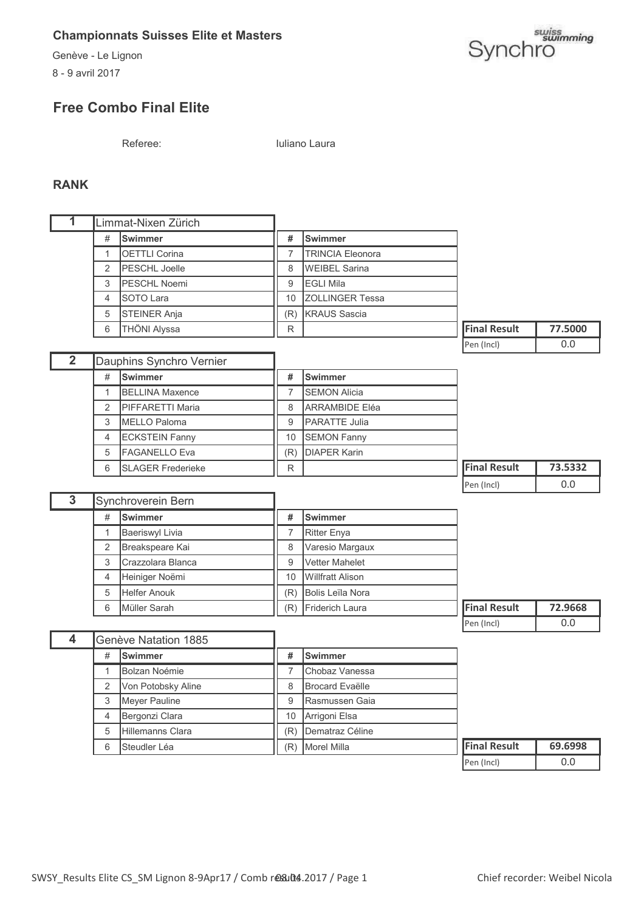**Championnats Suisses Elite et Masters**

Genève - Le Lignon

8 - 9 avril 2017

Synchro swiss swimming

## Free Combo Final Elite

Referee: Iuliano Laura

### RANK

**1** Limmat-Nixen Zürich

| # | Swimmer | # | Swimmer |
|---|---|---|---|
| 1 | OETTLI Corina | 7 | TRINCIA Eleonora |
| 2 | PESCHL Joelle | 8 | WEIBEL Sarina |
| 3 | PESCHL Noemi | 9 | EGLI Mila |
| 4 | SOTO Lara | 10 | ZOLLINGER Tessa |
| 5 | STEINER Anja | (R) | KRAUS Sascia |
| 6 | THÖNI Alyssa | R | |

| Final Result | 77.5000 |
|---|---|
| Pen (Incl) | 0.0 |

**2** Dauphins Synchro Vernier

| # | Swimmer | # | Swimmer |
|---|---|---|---|
| 1 | BELLINA Maxence | 7 | SEMON Alicia |
| 2 | PIFFARETTI Maria | 8 | ARRAMBIDE Eléa |
| 3 | MELLO Paloma | 9 | PARATTE Julia |
| 4 | ECKSTEIN Fanny | 10 | SEMON Fanny |
| 5 | FAGANELLO Eva | (R) | DIAPER Karin |
| 6 | SLAGER Frederieke | R | |

| Final Result | 73.5332 |
|---|---|
| Pen (Incl) | 0.0 |

**3** Synchroverein Bern

| # | Swimmer | # | Swimmer |
|---|---|---|---|
| 1 | Baeriswyl Livia | 7 | Ritter Enya |
| 2 | Breakspeare Kai | 8 | Varesio Margaux |
| 3 | Crazzolara Blanca | 9 | Vetter Mahelet |
| 4 | Heiniger Noëmi | 10 | Willfratt Alison |
| 5 | Helfer Anouk | (R) | Bolis Leïla Nora |
| 6 | Müller Sarah | (R) | Friderich Laura |

| Final Result | 72.9668 |
|---|---|
| Pen (Incl) | 0.0 |

**4** Genève Natation 1885

| # | Swimmer | # | Swimmer |
|---|---|---|---|
| 1 | Bolzan Noémie | 7 | Chobaz Vanessa |
| 2 | Von Potobsky Aline | 8 | Brocard Evaëlle |
| 3 | Meyer Pauline | 9 | Rasmussen Gaia |
| 4 | Bergonzi Clara | 10 | Arrigoni Elsa |
| 5 | Hillemanns Clara | (R) | Dematraz Céline |
| 6 | Steudler Léa | (R) | Morel Milla |

| Final Result | 69.6998 |
|---|---|
| Pen (Incl) | 0.0 |

Chief recorder: Weibel Nicola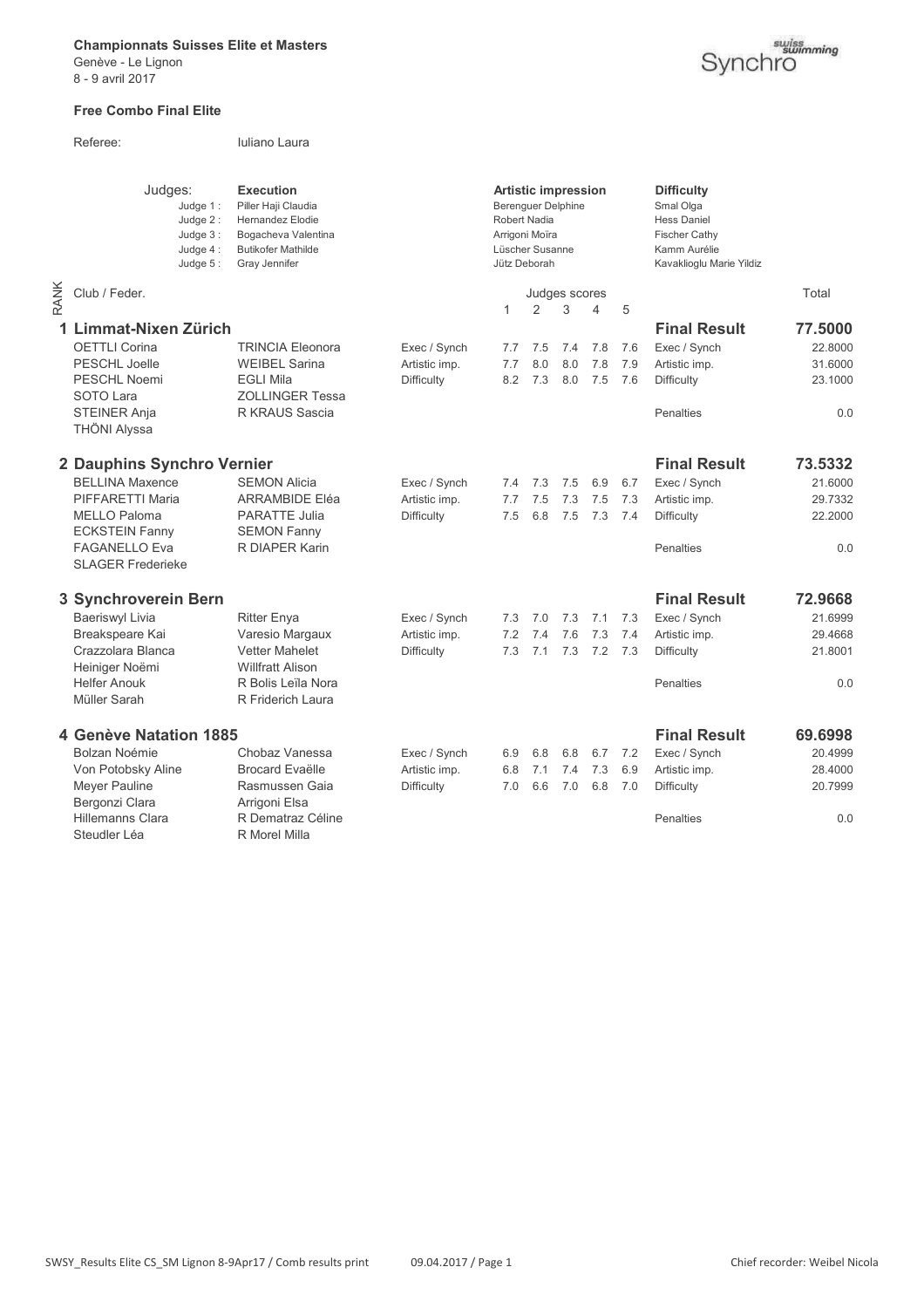**Championnats Suisses Elite et Masters**
Genève - Le Lignon
8 - 9 avril 2017

Synchro swiss swimming

**Free Combo Final Elite**

Referee: Iuliano Laura

| Judges: | Execution | Artistic impression | Difficulty |
|---|---|---|---|
| Judge 1 : | Piller Haji Claudia | Berenguer Delphine | Smal Olga |
| Judge 2 : | Hernandez Elodie | Robert Nadia | Hess Daniel |
| Judge 3 : | Bogacheva Valentina | Arrigoni Moïra | Fischer Cathy |
| Judge 4 : | Butikofer Mathilde | Lüscher Susanne | Kamm Aurélie |
| Judge 5 : | Gray Jennifer | Jütz Deborah | Kavaklioglu Marie Yildiz |

| RANK | Club / Feder. | | | 1 | 2 | 3 | 4 | 5 | | Total |
|---|---|---|---|---|---|---|---|---|---|---|
| **1** | **Limmat-Nixen Zürich** | | | | | | | | **Final Result** | **77.5000** |
| | OETTLI Corina | TRINCIA Eleonora | Exec / Synch | 7.7 | 7.5 | 7.4 | 7.8 | 7.6 | Exec / Synch | 22.8000 |
| | PESCHL Joelle | WEIBEL Sarina | Artistic imp. | 7.7 | 8.0 | 8.0 | 7.8 | 7.9 | Artistic imp. | 31.6000 |
| | PESCHL Noemi | EGLI Mila | Difficulty | 8.2 | 7.3 | 8.0 | 7.5 | 7.6 | Difficulty | 23.1000 |
| | SOTO Lara | ZOLLINGER Tessa | | | | | | | | |
| | STEINER Anja | R KRAUS Sascia | | | | | | | Penalties | 0.0 |
| | THÖNI Alyssa | | | | | | | | | |
| **2** | **Dauphins Synchro Vernier** | | | | | | | | **Final Result** | **73.5332** |
| | BELLINA Maxence | SEMON Alicia | Exec / Synch | 7.4 | 7.3 | 7.5 | 6.9 | 6.7 | Exec / Synch | 21.6000 |
| | PIFFARETTI Maria | ARRAMBIDE Eléa | Artistic imp. | 7.7 | 7.5 | 7.3 | 7.5 | 7.3 | Artistic imp. | 29.7332 |
| | MELLO Paloma | PARATTE Julia | Difficulty | 7.5 | 6.8 | 7.5 | 7.3 | 7.4 | Difficulty | 22.2000 |
| | ECKSTEIN Fanny | SEMON Fanny | | | | | | | | |
| | FAGANELLO Eva | R DIAPER Karin | | | | | | | Penalties | 0.0 |
| | SLAGER Frederieke | | | | | | | | | |
| **3** | **Synchroverein Bern** | | | | | | | | **Final Result** | **72.9668** |
| | Baeriswyl Livia | Ritter Enya | Exec / Synch | 7.3 | 7.0 | 7.3 | 7.1 | 7.3 | Exec / Synch | 21.6999 |
| | Breakspeare Kai | Varesio Margaux | Artistic imp. | 7.2 | 7.4 | 7.6 | 7.3 | 7.4 | Artistic imp. | 29.4668 |
| | Crazzolara Blanca | Vetter Mahelet | Difficulty | 7.3 | 7.1 | 7.3 | 7.2 | 7.3 | Difficulty | 21.8001 |
| | Heiniger Noëmi | Willfratt Alison | | | | | | | | |
| | Helfer Anouk | R Bolis Leïla Nora | | | | | | | Penalties | 0.0 |
| | Müller Sarah | R Friderich Laura | | | | | | | | |
| **4** | **Genève Natation 1885** | | | | | | | | **Final Result** | **69.6998** |
| | Bolzan Noémie | Chobaz Vanessa | Exec / Synch | 6.9 | 6.8 | 6.8 | 6.7 | 7.2 | Exec / Synch | 20.4999 |
| | Von Potobsky Aline | Brocard Evaëlle | Artistic imp. | 6.8 | 7.1 | 7.4 | 7.3 | 6.9 | Artistic imp. | 28.4000 |
| | Meyer Pauline | Rasmussen Gaia | Difficulty | 7.0 | 6.6 | 7.0 | 6.8 | 7.0 | Difficulty | 20.7999 |
| | Bergonzi Clara | Arrigoni Elsa | | | | | | | | |
| | Hillemanns Clara | R Dematraz Céline | | | | | | | Penalties | 0.0 |
| | Steudler Léa | R Morel Milla | | | | | | | | |

SWSY_Results Elite CS_SM Lignon 8-9Apr17 / Comb results print 09.04.2017 / Page 1 Chief recorder: Weibel Nicola